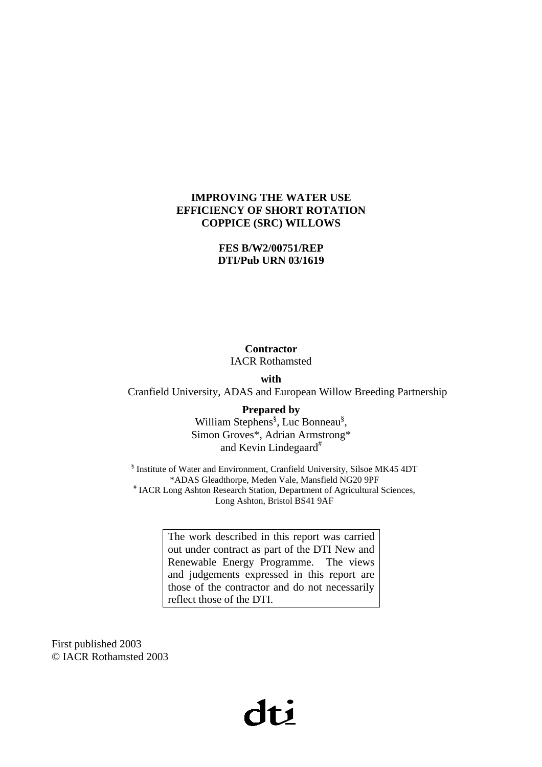# IMPROVING THE WATER USE EFFICIENCY OF SHORT ROTATION COPPICE (SRC) WILLOWS

**FES B/W2/00751/REP**
**DTI/Pub URN 03/1619**

**Contractor**
IACR Rothamsted

**with**
Cranfield University, ADAS and European Willow Breeding Partnership

**Prepared by**
William Stephens[§], Luc Bonneau[§],
Simon Groves*, Adrian Armstrong*
and Kevin Lindegaard[#]

[§] Institute of Water and Environment, Cranfield University, Silsoe MK45 4DT
*ADAS Gleadthorpe, Meden Vale, Mansfield NG20 9PF
[#] IACR Long Ashton Research Station, Department of Agricultural Sciences, Long Ashton, Bristol BS41 9AF

The work described in this report was carried out under contract as part of the DTI New and Renewable Energy Programme. The views and judgements expressed in this report are those of the contractor and do not necessarily reflect those of the DTI.

First published 2003
© IACR Rothamsted 2003

dti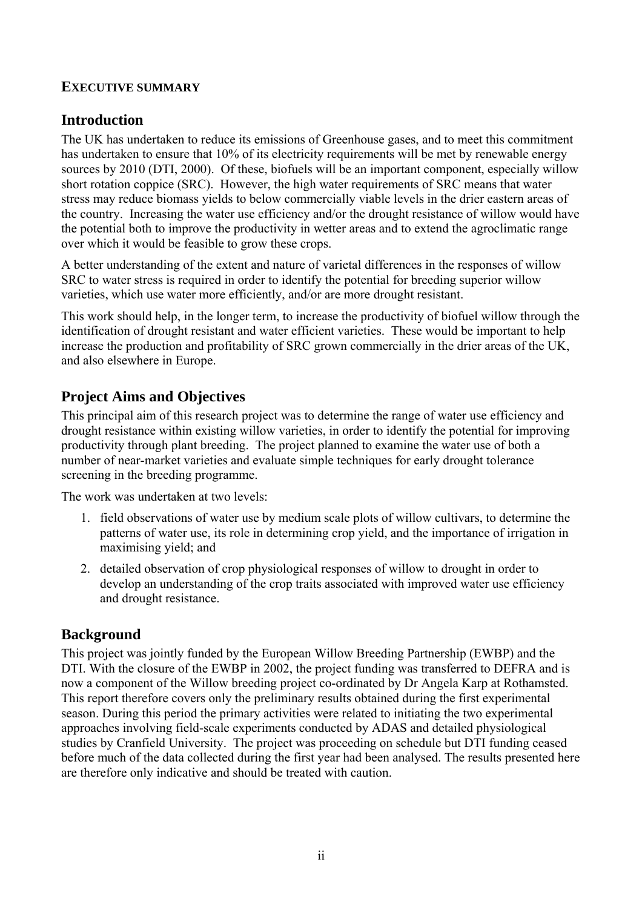**EXECUTIVE SUMMARY**

## Introduction

The UK has undertaken to reduce its emissions of Greenhouse gases, and to meet this commitment has undertaken to ensure that 10% of its electricity requirements will be met by renewable energy sources by 2010 (DTI, 2000). Of these, biofuels will be an important component, especially willow short rotation coppice (SRC). However, the high water requirements of SRC means that water stress may reduce biomass yields to below commercially viable levels in the drier eastern areas of the country. Increasing the water use efficiency and/or the drought resistance of willow would have the potential both to improve the productivity in wetter areas and to extend the agroclimatic range over which it would be feasible to grow these crops.

A better understanding of the extent and nature of varietal differences in the responses of willow SRC to water stress is required in order to identify the potential for breeding superior willow varieties, which use water more efficiently, and/or are more drought resistant.

This work should help, in the longer term, to increase the productivity of biofuel willow through the identification of drought resistant and water efficient varieties. These would be important to help increase the production and profitability of SRC grown commercially in the drier areas of the UK, and also elsewhere in Europe.

## Project Aims and Objectives

This principal aim of this research project was to determine the range of water use efficiency and drought resistance within existing willow varieties, in order to identify the potential for improving productivity through plant breeding. The project planned to examine the water use of both a number of near-market varieties and evaluate simple techniques for early drought tolerance screening in the breeding programme.

The work was undertaken at two levels:

1. field observations of water use by medium scale plots of willow cultivars, to determine the patterns of water use, its role in determining crop yield, and the importance of irrigation in maximising yield; and
2. detailed observation of crop physiological responses of willow to drought in order to develop an understanding of the crop traits associated with improved water use efficiency and drought resistance.

## Background

This project was jointly funded by the European Willow Breeding Partnership (EWBP) and the DTI. With the closure of the EWBP in 2002, the project funding was transferred to DEFRA and is now a component of the Willow breeding project co-ordinated by Dr Angela Karp at Rothamsted. This report therefore covers only the preliminary results obtained during the first experimental season. During this period the primary activities were related to initiating the two experimental approaches involving field-scale experiments conducted by ADAS and detailed physiological studies by Cranfield University. The project was proceeding on schedule but DTI funding ceased before much of the data collected during the first year had been analysed. The results presented here are therefore only indicative and should be treated with caution.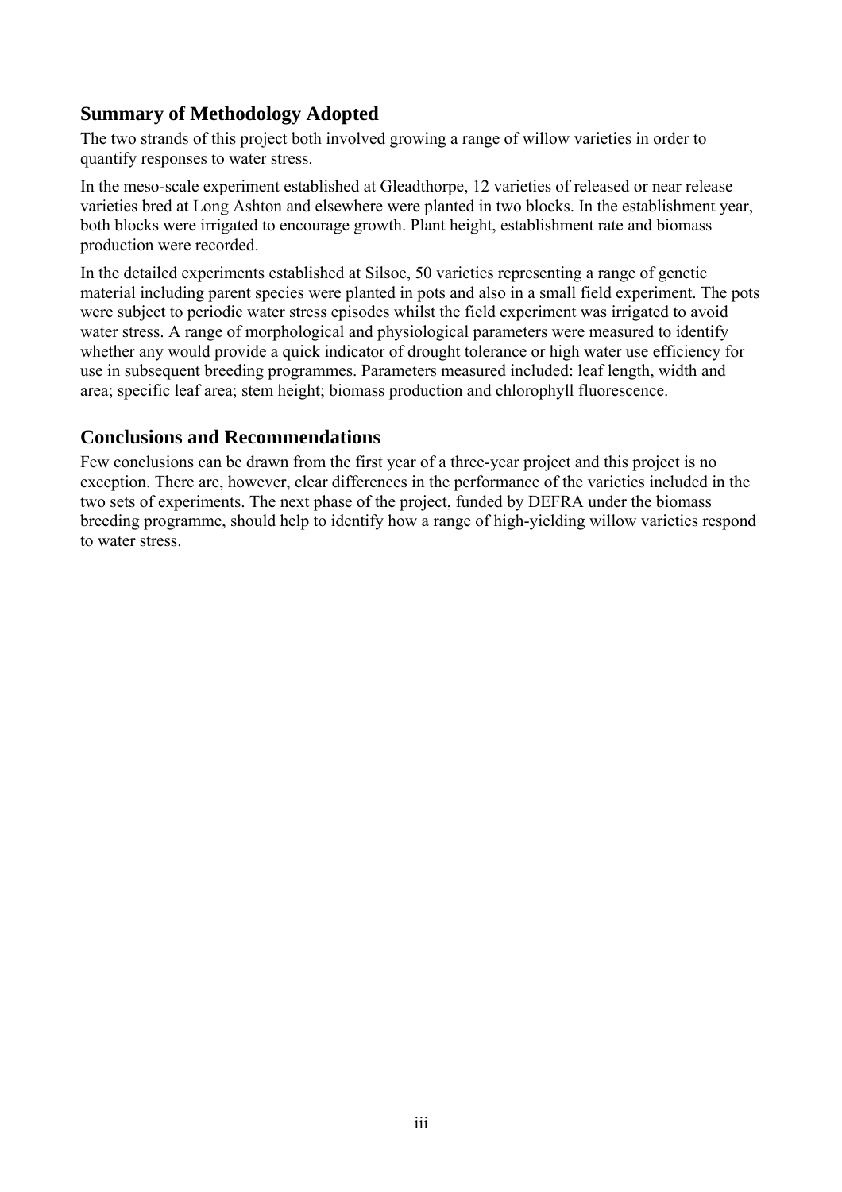## Summary of Methodology Adopted

The two strands of this project both involved growing a range of willow varieties in order to quantify responses to water stress.

In the meso-scale experiment established at Gleadthorpe, 12 varieties of released or near release varieties bred at Long Ashton and elsewhere were planted in two blocks. In the establishment year, both blocks were irrigated to encourage growth. Plant height, establishment rate and biomass production were recorded.

In the detailed experiments established at Silsoe, 50 varieties representing a range of genetic material including parent species were planted in pots and also in a small field experiment. The pots were subject to periodic water stress episodes whilst the field experiment was irrigated to avoid water stress. A range of morphological and physiological parameters were measured to identify whether any would provide a quick indicator of drought tolerance or high water use efficiency for use in subsequent breeding programmes. Parameters measured included: leaf length, width and area; specific leaf area; stem height; biomass production and chlorophyll fluorescence.

## Conclusions and Recommendations

Few conclusions can be drawn from the first year of a three-year project and this project is no exception. There are, however, clear differences in the performance of the varieties included in the two sets of experiments. The next phase of the project, funded by DEFRA under the biomass breeding programme, should help to identify how a range of high-yielding willow varieties respond to water stress.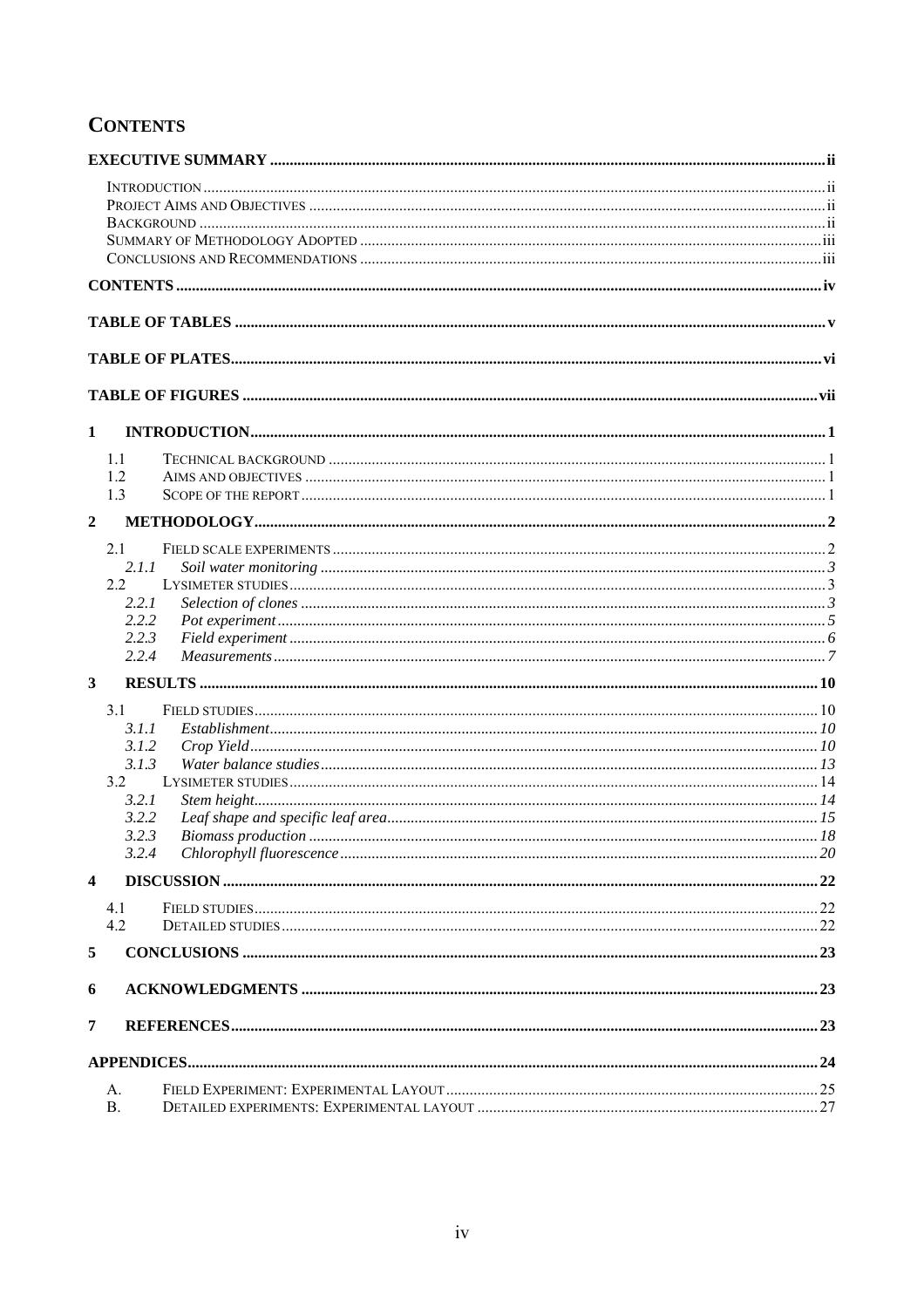# CONTENTS

**EXECUTIVE SUMMARY** ... ii

- INTRODUCTION ... ii
- PROJECT AIMS AND OBJECTIVES ... ii
- BACKGROUND ... ii
- SUMMARY OF METHODOLOGY ADOPTED ... iii
- CONCLUSIONS AND RECOMMENDATIONS ... iii

**CONTENTS** ... iv

**TABLE OF TABLES** ... v

**TABLE OF PLATES** ... vi

**TABLE OF FIGURES** ... vii

**1 INTRODUCTION** ... 1

- 1.1 TECHNICAL BACKGROUND ... 1
- 1.2 AIMS AND OBJECTIVES ... 1
- 1.3 SCOPE OF THE REPORT ... 1

**2 METHODOLOGY** ... 2

- 2.1 FIELD SCALE EXPERIMENTS ... 2
  - *2.1.1 Soil water monitoring* ... 3
- 2.2 LYSIMETER STUDIES ... 3
  - *2.2.1 Selection of clones* ... 3
  - *2.2.2 Pot experiment* ... 5
  - *2.2.3 Field experiment* ... 6
  - *2.2.4 Measurements* ... 7

**3 RESULTS** ... 10

- 3.1 FIELD STUDIES ... 10
  - *3.1.1 Establishment* ... 10
  - *3.1.2 Crop Yield* ... 10
  - *3.1.3 Water balance studies* ... 13
- 3.2 LYSIMETER STUDIES ... 14
  - *3.2.1 Stem height* ... 14
  - *3.2.2 Leaf shape and specific leaf area* ... 15
  - *3.2.3 Biomass production* ... 18
  - *3.2.4 Chlorophyll fluorescence* ... 20

**4 DISCUSSION** ... 22

- 4.1 FIELD STUDIES ... 22
- 4.2 DETAILED STUDIES ... 22

**5 CONCLUSIONS** ... 23

**6 ACKNOWLEDGMENTS** ... 23

**7 REFERENCES** ... 23

**APPENDICES** ... 24

- A. FIELD EXPERIMENT: EXPERIMENTAL LAYOUT ... 25
- B. DETAILED EXPERIMENTS: EXPERIMENTAL LAYOUT ... 27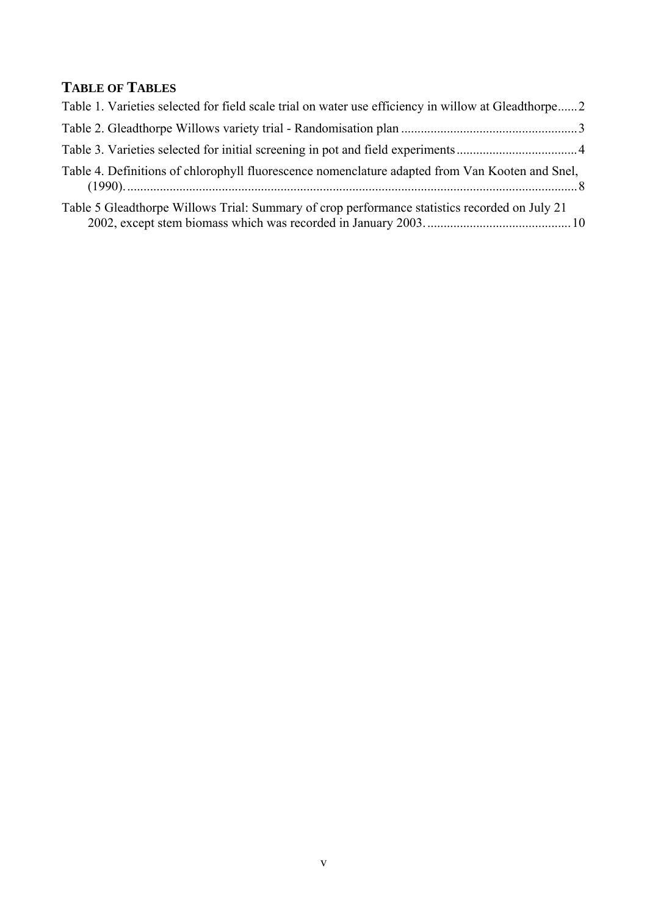## TABLE OF TABLES

Table 1. Varieties selected for field scale trial on water use efficiency in willow at Gleadthorpe......2

Table 2. Gleadthorpe Willows variety trial - Randomisation plan......3

Table 3. Varieties selected for initial screening in pot and field experiments......4

Table 4. Definitions of chlorophyll fluorescence nomenclature adapted from Van Kooten and Snel, (1990)......8

Table 5 Gleadthorpe Willows Trial: Summary of crop performance statistics recorded on July 21 2002, except stem biomass which was recorded in January 2003......10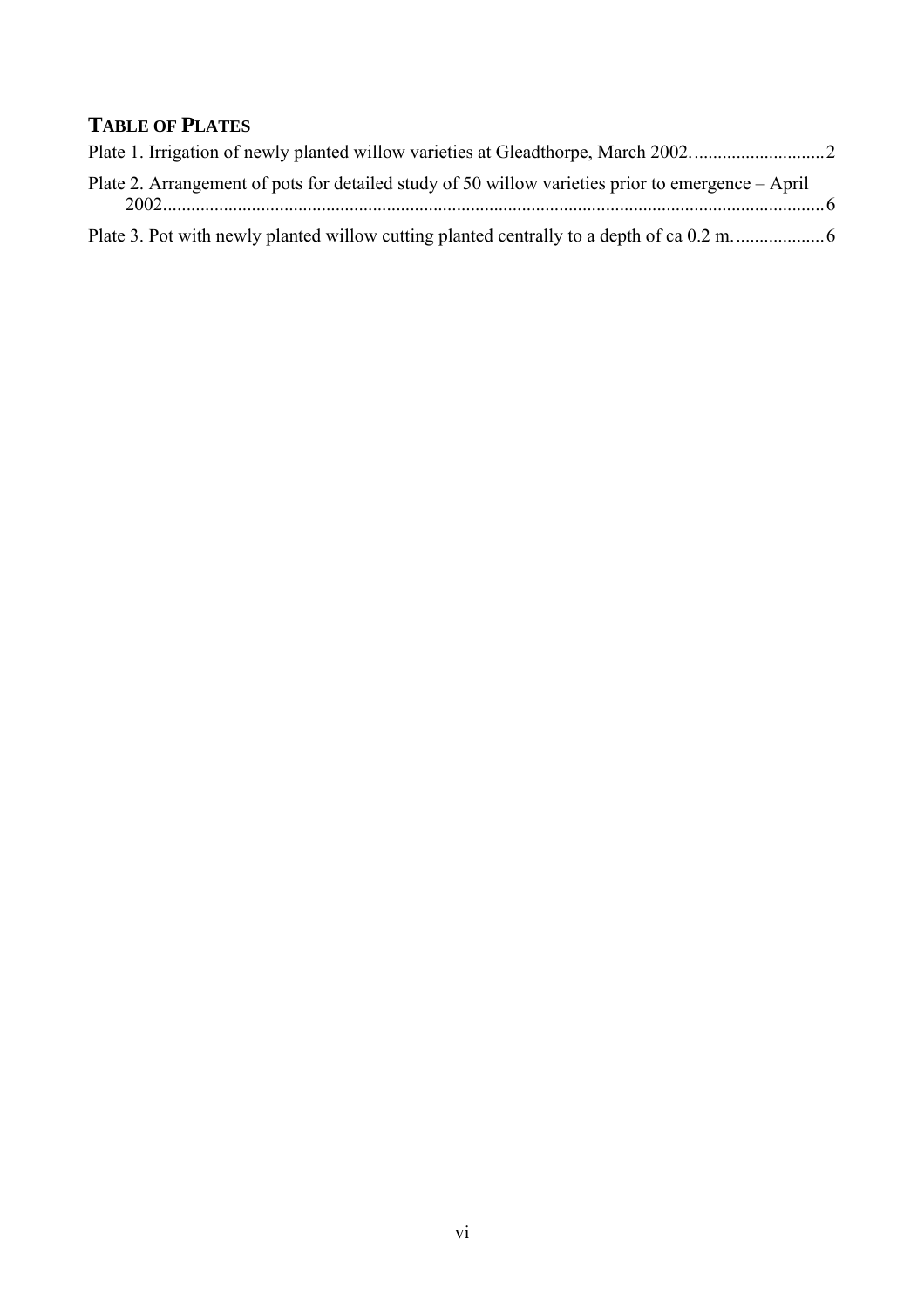## TABLE OF PLATES

Plate 1. Irrigation of newly planted willow varieties at Gleadthorpe, March 2002. ............................ 2

Plate 2. Arrangement of pots for detailed study of 50 willow varieties prior to emergence – April 2002. ............................................................................................................................................ 6

Plate 3. Pot with newly planted willow cutting planted centrally to a depth of ca 0.2 m. ................... 6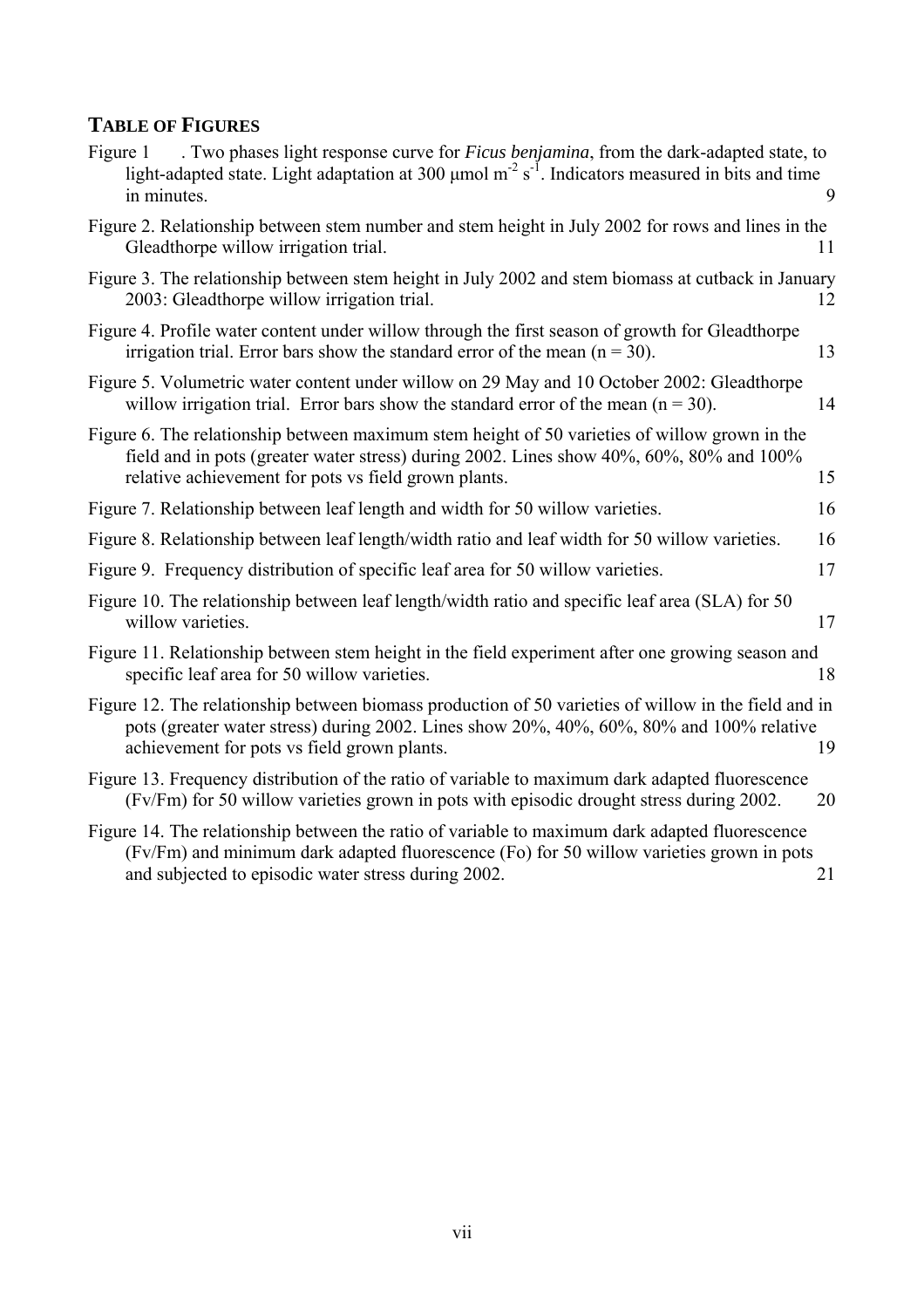## TABLE OF FIGURES

Figure 1 . Two phases light response curve for *Ficus benjamina*, from the dark-adapted state, to light-adapted state. Light adaptation at 300 μmol $m^{-2}$ $s^{-1}$. Indicators measured in bits and time in minutes. 9

Figure 2. Relationship between stem number and stem height in July 2002 for rows and lines in the Gleadthorpe willow irrigation trial. 11

Figure 3. The relationship between stem height in July 2002 and stem biomass at cutback in January 2003: Gleadthorpe willow irrigation trial. 12

Figure 4. Profile water content under willow through the first season of growth for Gleadthorpe irrigation trial. Error bars show the standard error of the mean ($n = 30$). 13

Figure 5. Volumetric water content under willow on 29 May and 10 October 2002: Gleadthorpe willow irrigation trial. Error bars show the standard error of the mean ($n = 30$). 14

Figure 6. The relationship between maximum stem height of 50 varieties of willow grown in the field and in pots (greater water stress) during 2002. Lines show 40%, 60%, 80% and 100% relative achievement for pots vs field grown plants. 15

Figure 7. Relationship between leaf length and width for 50 willow varieties. 16

Figure 8. Relationship between leaf length/width ratio and leaf width for 50 willow varieties. 16

Figure 9. Frequency distribution of specific leaf area for 50 willow varieties. 17

Figure 10. The relationship between leaf length/width ratio and specific leaf area (SLA) for 50 willow varieties. 17

Figure 11. Relationship between stem height in the field experiment after one growing season and specific leaf area for 50 willow varieties. 18

Figure 12. The relationship between biomass production of 50 varieties of willow in the field and in pots (greater water stress) during 2002. Lines show 20%, 40%, 60%, 80% and 100% relative achievement for pots vs field grown plants. 19

Figure 13. Frequency distribution of the ratio of variable to maximum dark adapted fluorescence (Fv/Fm) for 50 willow varieties grown in pots with episodic drought stress during 2002. 20

Figure 14. The relationship between the ratio of variable to maximum dark adapted fluorescence (Fv/Fm) and minimum dark adapted fluorescence (Fo) for 50 willow varieties grown in pots and subjected to episodic water stress during 2002. 21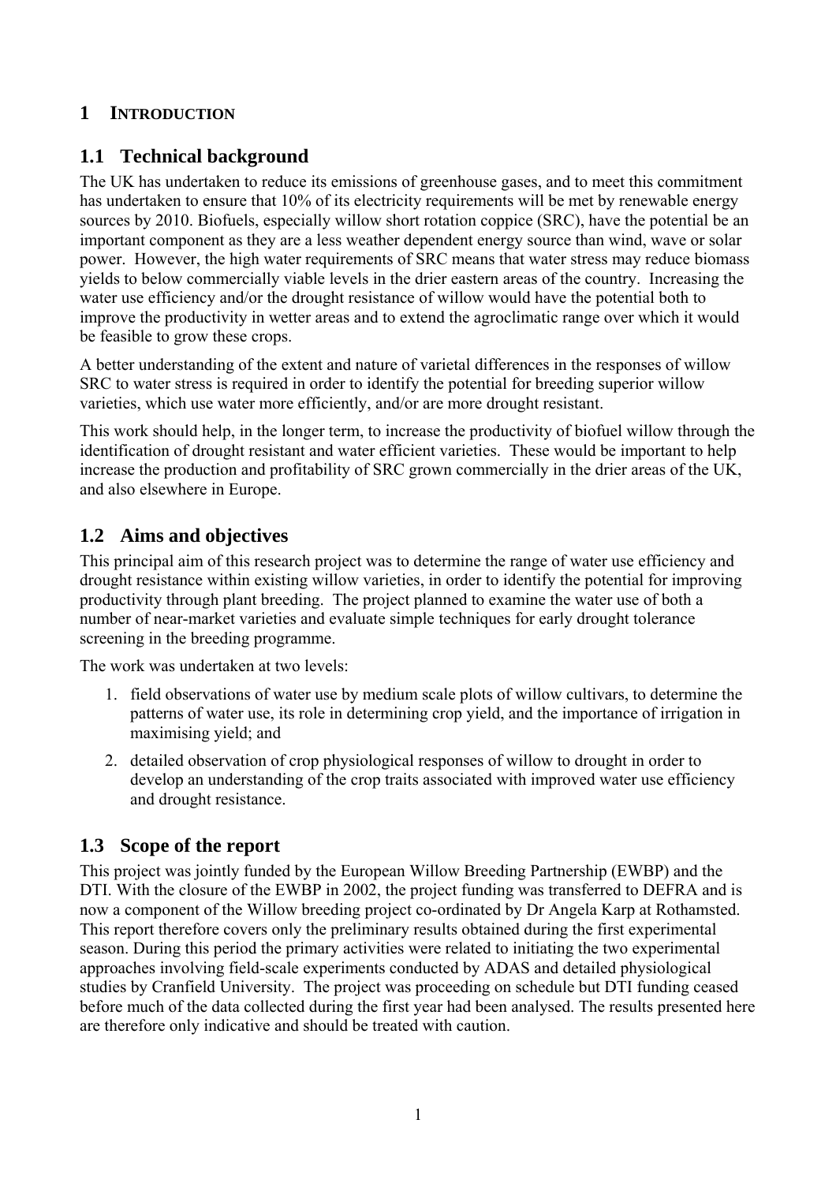# 1 INTRODUCTION

## 1.1 Technical background

The UK has undertaken to reduce its emissions of greenhouse gases, and to meet this commitment has undertaken to ensure that 10% of its electricity requirements will be met by renewable energy sources by 2010. Biofuels, especially willow short rotation coppice (SRC), have the potential be an important component as they are a less weather dependent energy source than wind, wave or solar power. However, the high water requirements of SRC means that water stress may reduce biomass yields to below commercially viable levels in the drier eastern areas of the country. Increasing the water use efficiency and/or the drought resistance of willow would have the potential both to improve the productivity in wetter areas and to extend the agroclimatic range over which it would be feasible to grow these crops.

A better understanding of the extent and nature of varietal differences in the responses of willow SRC to water stress is required in order to identify the potential for breeding superior willow varieties, which use water more efficiently, and/or are more drought resistant.

This work should help, in the longer term, to increase the productivity of biofuel willow through the identification of drought resistant and water efficient varieties. These would be important to help increase the production and profitability of SRC grown commercially in the drier areas of the UK, and also elsewhere in Europe.

## 1.2 Aims and objectives

This principal aim of this research project was to determine the range of water use efficiency and drought resistance within existing willow varieties, in order to identify the potential for improving productivity through plant breeding. The project planned to examine the water use of both a number of near-market varieties and evaluate simple techniques for early drought tolerance screening in the breeding programme.

The work was undertaken at two levels:

1. field observations of water use by medium scale plots of willow cultivars, to determine the patterns of water use, its role in determining crop yield, and the importance of irrigation in maximising yield; and
2. detailed observation of crop physiological responses of willow to drought in order to develop an understanding of the crop traits associated with improved water use efficiency and drought resistance.

## 1.3 Scope of the report

This project was jointly funded by the European Willow Breeding Partnership (EWBP) and the DTI. With the closure of the EWBP in 2002, the project funding was transferred to DEFRA and is now a component of the Willow breeding project co-ordinated by Dr Angela Karp at Rothamsted. This report therefore covers only the preliminary results obtained during the first experimental season. During this period the primary activities were related to initiating the two experimental approaches involving field-scale experiments conducted by ADAS and detailed physiological studies by Cranfield University. The project was proceeding on schedule but DTI funding ceased before much of the data collected during the first year had been analysed. The results presented here are therefore only indicative and should be treated with caution.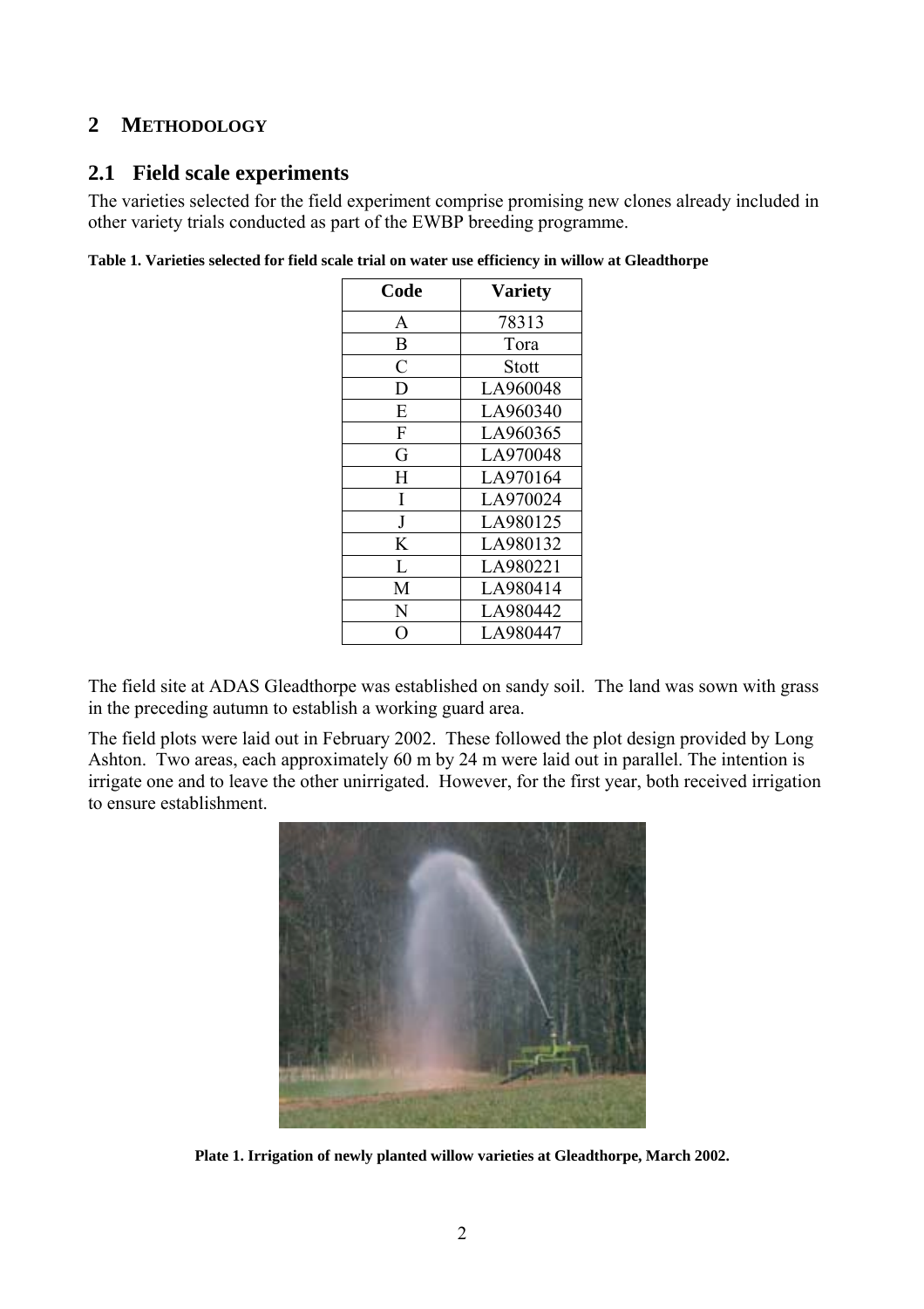## 2 METHODOLOGY

## 2.1 Field scale experiments

The varieties selected for the field experiment comprise promising new clones already included in other variety trials conducted as part of the EWBP breeding programme.

**Table 1. Varieties selected for field scale trial on water use efficiency in willow at Gleadthorpe**

| Code | Variety |
|---|---|
| A | 78313 |
| B | Tora |
| C | Stott |
| D | LA960048 |
| E | LA960340 |
| F | LA960365 |
| G | LA970048 |
| H | LA970164 |
| I | LA970024 |
| J | LA980125 |
| K | LA980132 |
| L | LA980221 |
| M | LA980414 |
| N | LA980442 |
| O | LA980447 |

The field site at ADAS Gleadthorpe was established on sandy soil. The land was sown with grass in the preceding autumn to establish a working guard area.

The field plots were laid out in February 2002. These followed the plot design provided by Long Ashton. Two areas, each approximately 60 m by 24 m were laid out in parallel. The intention is irrigate one and to leave the other unirrigated. However, for the first year, both received irrigation to ensure establishment.

**Plate 1. Irrigation of newly planted willow varieties at Gleadthorpe, March 2002.**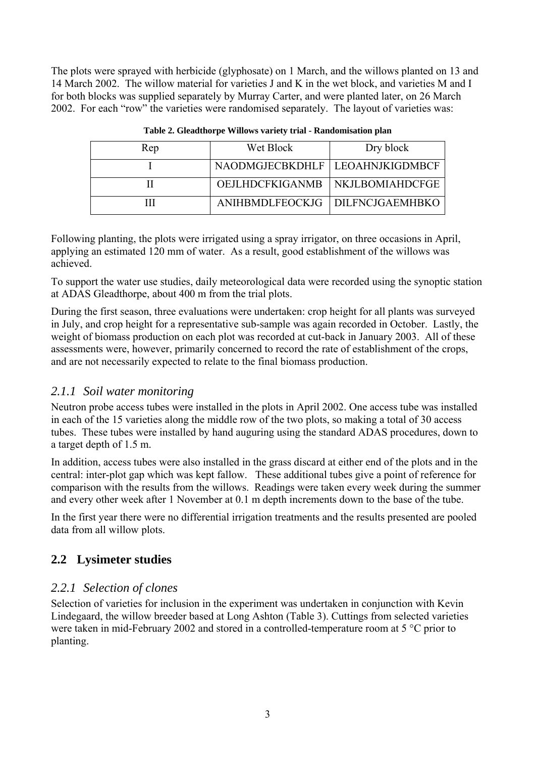The plots were sprayed with herbicide (glyphosate) on 1 March, and the willows planted on 13 and 14 March 2002. The willow material for varieties J and K in the wet block, and varieties M and I for both blocks was supplied separately by Murray Carter, and were planted later, on 26 March 2002. For each "row" the varieties were randomised separately. The layout of varieties was:

**Table 2. Gleadthorpe Willows variety trial - Randomisation plan**

| Rep | Wet Block | Dry block |
|---|---|---|
| I | NAODMGJECBKDHLF | LEOAHNJKIGDMBCF |
| II | OEJLHDCFKIGANMB | NKJLBOMIAHDCFGE |
| III | ANIHBMDLFEOCKJG | DILFNCJGAEMHBKO |

Following planting, the plots were irrigated using a spray irrigator, on three occasions in April, applying an estimated 120 mm of water. As a result, good establishment of the willows was achieved.

To support the water use studies, daily meteorological data were recorded using the synoptic station at ADAS Gleadthorpe, about 400 m from the trial plots.

During the first season, three evaluations were undertaken: crop height for all plants was surveyed in July, and crop height for a representative sub-sample was again recorded in October. Lastly, the weight of biomass production on each plot was recorded at cut-back in January 2003. All of these assessments were, however, primarily concerned to record the rate of establishment of the crops, and are not necessarily expected to relate to the final biomass production.

### *2.1.1 Soil water monitoring*

Neutron probe access tubes were installed in the plots in April 2002. One access tube was installed in each of the 15 varieties along the middle row of the two plots, so making a total of 30 access tubes. These tubes were installed by hand auguring using the standard ADAS procedures, down to a target depth of 1.5 m.

In addition, access tubes were also installed in the grass discard at either end of the plots and in the central: inter-plot gap which was kept fallow. These additional tubes give a point of reference for comparison with the results from the willows. Readings were taken every week during the summer and every other week after 1 November at 0.1 m depth increments down to the base of the tube.

In the first year there were no differential irrigation treatments and the results presented are pooled data from all willow plots.

## 2.2 Lysimeter studies

### *2.2.1 Selection of clones*

Selection of varieties for inclusion in the experiment was undertaken in conjunction with Kevin Lindegaard, the willow breeder based at Long Ashton (Table 3). Cuttings from selected varieties were taken in mid-February 2002 and stored in a controlled-temperature room at 5 °C prior to planting.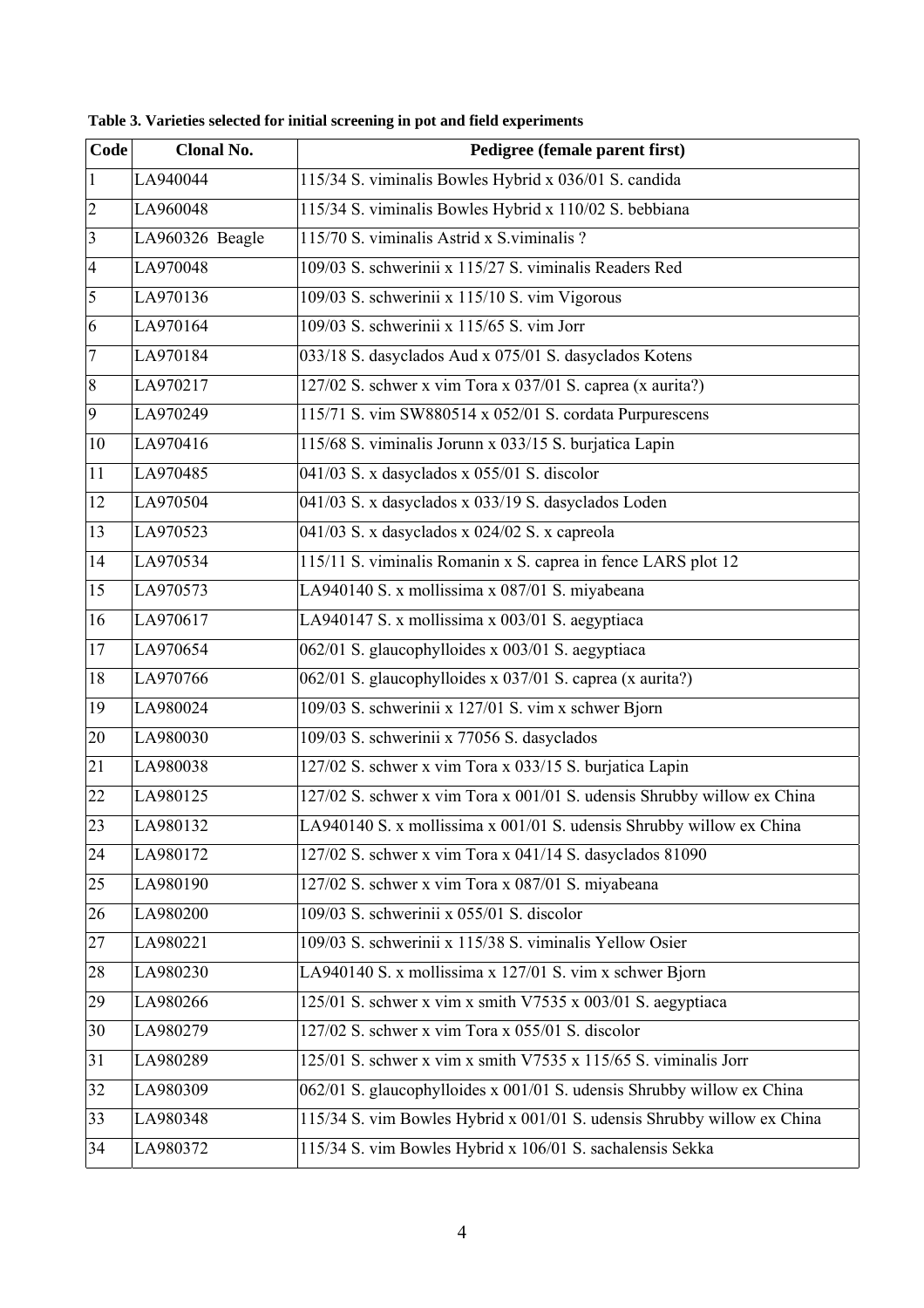**Table 3. Varieties selected for initial screening in pot and field experiments**

| Code | Clonal No. | Pedigree (female parent first) |
|---|---|---|
| 1 | LA940044 | 115/34 S. viminalis Bowles Hybrid x 036/01 S. candida |
| 2 | LA960048 | 115/34 S. viminalis Bowles Hybrid x 110/02 S. bebbiana |
| 3 | LA960326 Beagle | 115/70 S. viminalis Astrid x S.viminalis ? |
| 4 | LA970048 | 109/03 S. schwerinii x 115/27 S. viminalis Readers Red |
| 5 | LA970136 | 109/03 S. schwerinii x 115/10 S. vim Vigorous |
| 6 | LA970164 | 109/03 S. schwerinii x 115/65 S. vim Jorr |
| 7 | LA970184 | 033/18 S. dasyclados Aud x 075/01 S. dasyclados Kotens |
| 8 | LA970217 | 127/02 S. schwer x vim Tora x 037/01 S. caprea (x aurita?) |
| 9 | LA970249 | 115/71 S. vim SW880514 x 052/01 S. cordata Purpurescens |
| 10 | LA970416 | 115/68 S. viminalis Jorunn x 033/15 S. burjatica Lapin |
| 11 | LA970485 | 041/03 S. x dasyclados x 055/01 S. discolor |
| 12 | LA970504 | 041/03 S. x dasyclados x 033/19 S. dasyclados Loden |
| 13 | LA970523 | 041/03 S. x dasyclados x 024/02 S. x capreola |
| 14 | LA970534 | 115/11 S. viminalis Romanin x S. caprea in fence LARS plot 12 |
| 15 | LA970573 | LA940140 S. x mollissima x 087/01 S. miyabeana |
| 16 | LA970617 | LA940147 S. x mollissima x 003/01 S. aegyptiaca |
| 17 | LA970654 | 062/01 S. glaucophylloides x 003/01 S. aegyptiaca |
| 18 | LA970766 | 062/01 S. glaucophylloides x 037/01 S. caprea (x aurita?) |
| 19 | LA980024 | 109/03 S. schwerinii x 127/01 S. vim x schwer Bjorn |
| 20 | LA980030 | 109/03 S. schwerinii x 77056 S. dasyclados |
| 21 | LA980038 | 127/02 S. schwer x vim Tora x 033/15 S. burjatica Lapin |
| 22 | LA980125 | 127/02 S. schwer x vim Tora x 001/01 S. udensis Shrubby willow ex China |
| 23 | LA980132 | LA940140 S. x mollissima x 001/01 S. udensis Shrubby willow ex China |
| 24 | LA980172 | 127/02 S. schwer x vim Tora x 041/14 S. dasyclados 81090 |
| 25 | LA980190 | 127/02 S. schwer x vim Tora x 087/01 S. miyabeana |
| 26 | LA980200 | 109/03 S. schwerinii x 055/01 S. discolor |
| 27 | LA980221 | 109/03 S. schwerinii x 115/38 S. viminalis Yellow Osier |
| 28 | LA980230 | LA940140 S. x mollissima x 127/01 S. vim x schwer Bjorn |
| 29 | LA980266 | 125/01 S. schwer x vim x smith V7535 x 003/01 S. aegyptiaca |
| 30 | LA980279 | 127/02 S. schwer x vim Tora x 055/01 S. discolor |
| 31 | LA980289 | 125/01 S. schwer x vim x smith V7535 x 115/65 S. viminalis Jorr |
| 32 | LA980309 | 062/01 S. glaucophylloides x 001/01 S. udensis Shrubby willow ex China |
| 33 | LA980348 | 115/34 S. vim Bowles Hybrid x 001/01 S. udensis Shrubby willow ex China |
| 34 | LA980372 | 115/34 S. vim Bowles Hybrid x 106/01 S. sachalensis Sekka |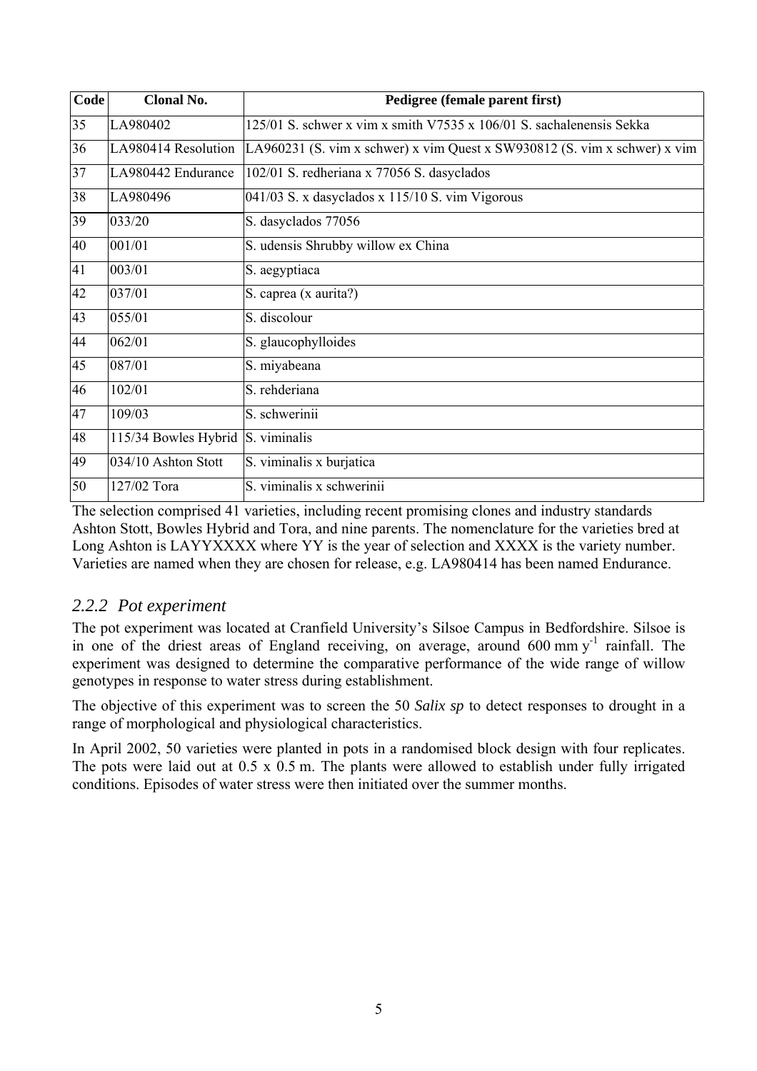| Code | Clonal No. | Pedigree (female parent first) |
| --- | --- | --- |
| 35 | LA980402 | 125/01 S. schwer x vim x smith V7535 x 106/01 S. sachalenensis Sekka |
| 36 | LA980414 Resolution | LA960231 (S. vim x schwer) x vim Quest x SW930812 (S. vim x schwer) x vim |
| 37 | LA980442 Endurance | 102/01 S. redheriana x 77056 S. dasyclados |
| 38 | LA980496 | 041/03 S. x dasyclados x 115/10 S. vim Vigorous |
| 39 | 033/20 | S. dasyclados 77056 |
| 40 | 001/01 | S. udensis Shrubby willow ex China |
| 41 | 003/01 | S. aegyptiaca |
| 42 | 037/01 | S. caprea (x aurita?) |
| 43 | 055/01 | S. discolour |
| 44 | 062/01 | S. glaucophylloides |
| 45 | 087/01 | S. miyabeana |
| 46 | 102/01 | S. rehderiana |
| 47 | 109/03 | S. schwerinii |
| 48 | 115/34 Bowles Hybrid | S. viminalis |
| 49 | 034/10 Ashton Stott | S. viminalis x burjatica |
| 50 | 127/02 Tora | S. viminalis x schwerinii |

The selection comprised 41 varieties, including recent promising clones and industry standards Ashton Stott, Bowles Hybrid and Tora, and nine parents. The nomenclature for the varieties bred at Long Ashton is LAYYXXXX where YY is the year of selection and XXXX is the variety number. Varieties are named when they are chosen for release, e.g. LA980414 has been named Endurance.

### *2.2.2 Pot experiment*

The pot experiment was located at Cranfield University's Silsoe Campus in Bedfordshire. Silsoe is in one of the driest areas of England receiving, on average, around 600 mm $y^{-1}$ rainfall. The experiment was designed to determine the comparative performance of the wide range of willow genotypes in response to water stress during establishment.

The objective of this experiment was to screen the 50 *Salix sp* to detect responses to drought in a range of morphological and physiological characteristics.

In April 2002, 50 varieties were planted in pots in a randomised block design with four replicates. The pots were laid out at 0.5 x 0.5 m. The plants were allowed to establish under fully irrigated conditions. Episodes of water stress were then initiated over the summer months.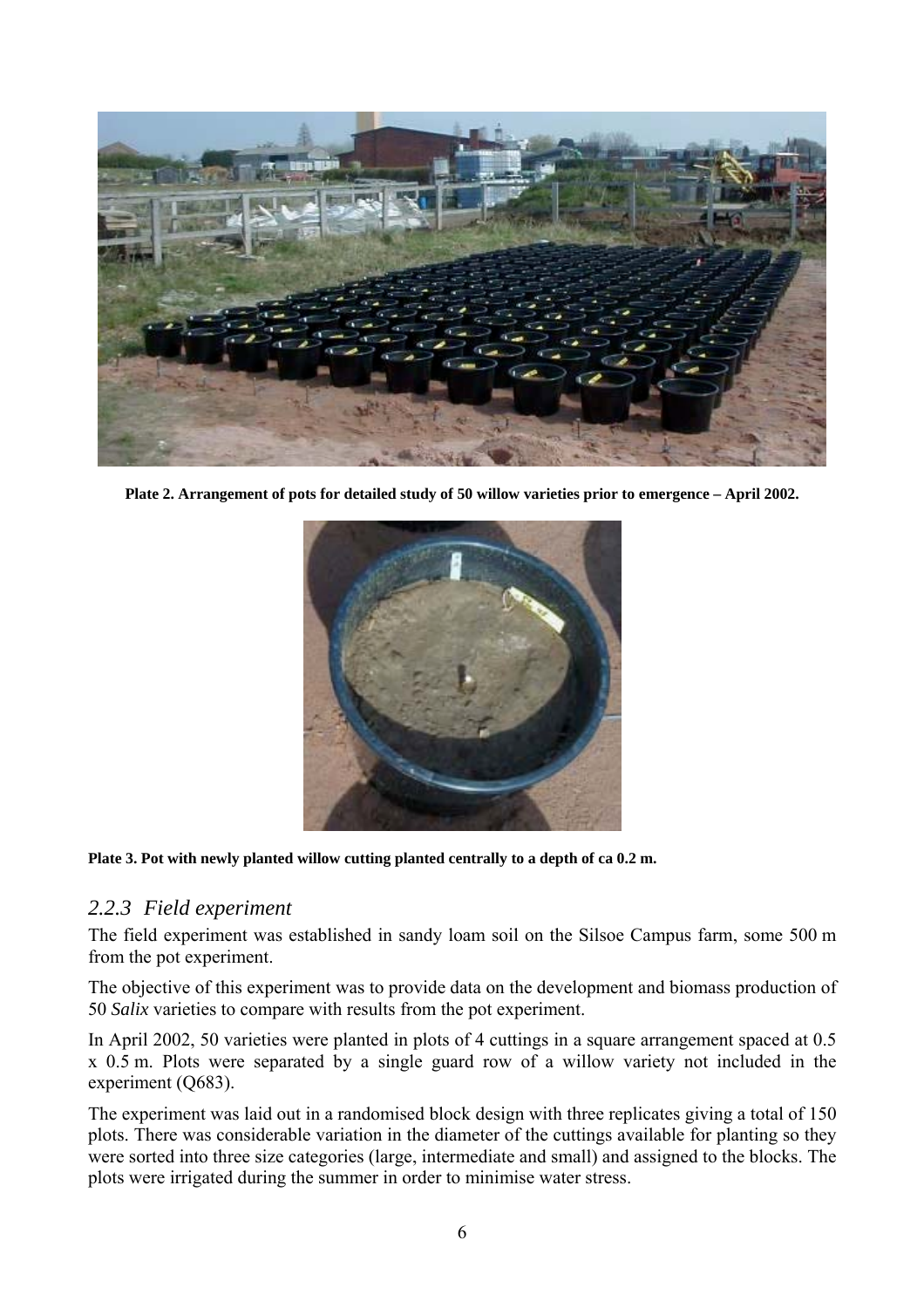**Plate 2. Arrangement of pots for detailed study of 50 willow varieties prior to emergence – April 2002.**

**Plate 3. Pot with newly planted willow cutting planted centrally to a depth of ca 0.2 m.**

### *2.2.3 Field experiment*

The field experiment was established in sandy loam soil on the Silsoe Campus farm, some 500 m from the pot experiment.

The objective of this experiment was to provide data on the development and biomass production of 50 *Salix* varieties to compare with results from the pot experiment.

In April 2002, 50 varieties were planted in plots of 4 cuttings in a square arrangement spaced at 0.5 x 0.5 m. Plots were separated by a single guard row of a willow variety not included in the experiment (Q683).

The experiment was laid out in a randomised block design with three replicates giving a total of 150 plots. There was considerable variation in the diameter of the cuttings available for planting so they were sorted into three size categories (large, intermediate and small) and assigned to the blocks. The plots were irrigated during the summer in order to minimise water stress.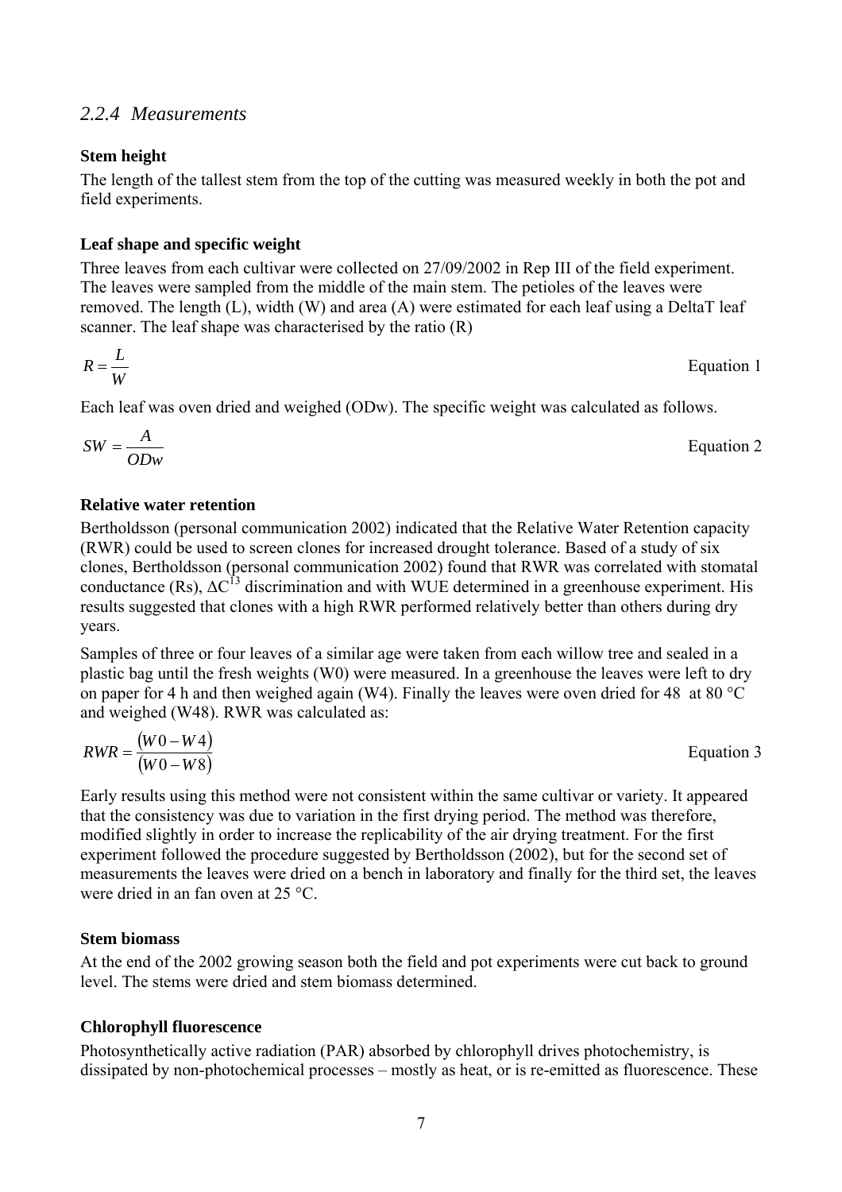### *2.2.4 Measurements*

**Stem height**

The length of the tallest stem from the top of the cutting was measured weekly in both the pot and field experiments.

**Leaf shape and specific weight**

Three leaves from each cultivar were collected on 27/09/2002 in Rep III of the field experiment. The leaves were sampled from the middle of the main stem. The petioles of the leaves were removed. The length (L), width (W) and area (A) were estimated for each leaf using a DeltaT leaf scanner. The leaf shape was characterised by the ratio (R)

$$R = \frac{L}{W} \qquad \text{Equation 1}$$

Each leaf was oven dried and weighed (ODw). The specific weight was calculated as follows.

$$SW = \frac{A}{ODw} \qquad \text{Equation 2}$$

**Relative water retention**

Bertholdsson (personal communication 2002) indicated that the Relative Water Retention capacity (RWR) could be used to screen clones for increased drought tolerance. Based of a study of six clones, Bertholdsson (personal communication 2002) found that RWR was correlated with stomatal conductance (Rs), $\Delta C^{13}$ discrimination and with WUE determined in a greenhouse experiment. His results suggested that clones with a high RWR performed relatively better than others during dry years.

Samples of three or four leaves of a similar age were taken from each willow tree and sealed in a plastic bag until the fresh weights (W0) were measured. In a greenhouse the leaves were left to dry on paper for 4 h and then weighed again (W4). Finally the leaves were oven dried for 48 at 80 °C and weighed (W48). RWR was calculated as:

$$RWR = \frac{(W0 - W4)}{(W0 - W8)} \qquad \text{Equation 3}$$

Early results using this method were not consistent within the same cultivar or variety. It appeared that the consistency was due to variation in the first drying period. The method was therefore, modified slightly in order to increase the replicability of the air drying treatment. For the first experiment followed the procedure suggested by Bertholdsson (2002), but for the second set of measurements the leaves were dried on a bench in laboratory and finally for the third set, the leaves were dried in an fan oven at 25 °C.

**Stem biomass**

At the end of the 2002 growing season both the field and pot experiments were cut back to ground level. The stems were dried and stem biomass determined.

**Chlorophyll fluorescence**

Photosynthetically active radiation (PAR) absorbed by chlorophyll drives photochemistry, is dissipated by non-photochemical processes – mostly as heat, or is re-emitted as fluorescence. These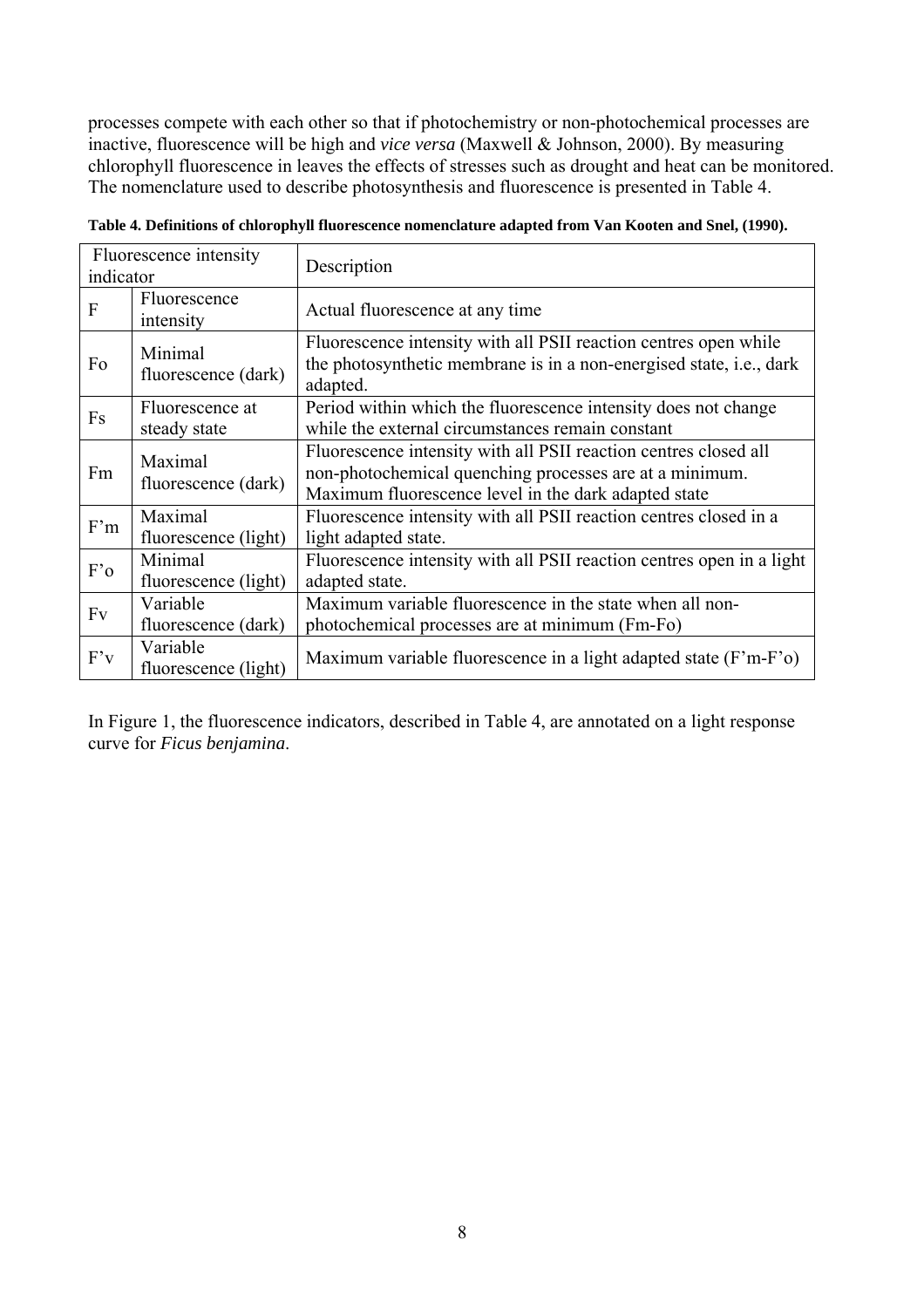processes compete with each other so that if photochemistry or non-photochemical processes are inactive, fluorescence will be high and *vice versa* (Maxwell & Johnson, 2000). By measuring chlorophyll fluorescence in leaves the effects of stresses such as drought and heat can be monitored. The nomenclature used to describe photosynthesis and fluorescence is presented in Table 4.

**Table 4. Definitions of chlorophyll fluorescence nomenclature adapted from Van Kooten and Snel, (1990).**

| Fluorescence intensity indicator | | Description |
|---|---|---|
| F | Fluorescence intensity | Actual fluorescence at any time |
| Fo | Minimal fluorescence (dark) | Fluorescence intensity with all PSII reaction centres open while the photosynthetic membrane is in a non-energised state, i.e., dark adapted. |
| Fs | Fluorescence at steady state | Period within which the fluorescence intensity does not change while the external circumstances remain constant |
| Fm | Maximal fluorescence (dark) | Fluorescence intensity with all PSII reaction centres closed all non-photochemical quenching processes are at a minimum. Maximum fluorescence level in the dark adapted state |
| F'm | Maximal fluorescence (light) | Fluorescence intensity with all PSII reaction centres closed in a light adapted state. |
| F'o | Minimal fluorescence (light) | Fluorescence intensity with all PSII reaction centres open in a light adapted state. |
| Fv | Variable fluorescence (dark) | Maximum variable fluorescence in the state when all non-photochemical processes are at minimum (Fm-Fo) |
| F'v | Variable fluorescence (light) | Maximum variable fluorescence in a light adapted state (F'm-F'o) |

In Figure 1, the fluorescence indicators, described in Table 4, are annotated on a light response curve for *Ficus benjamina*.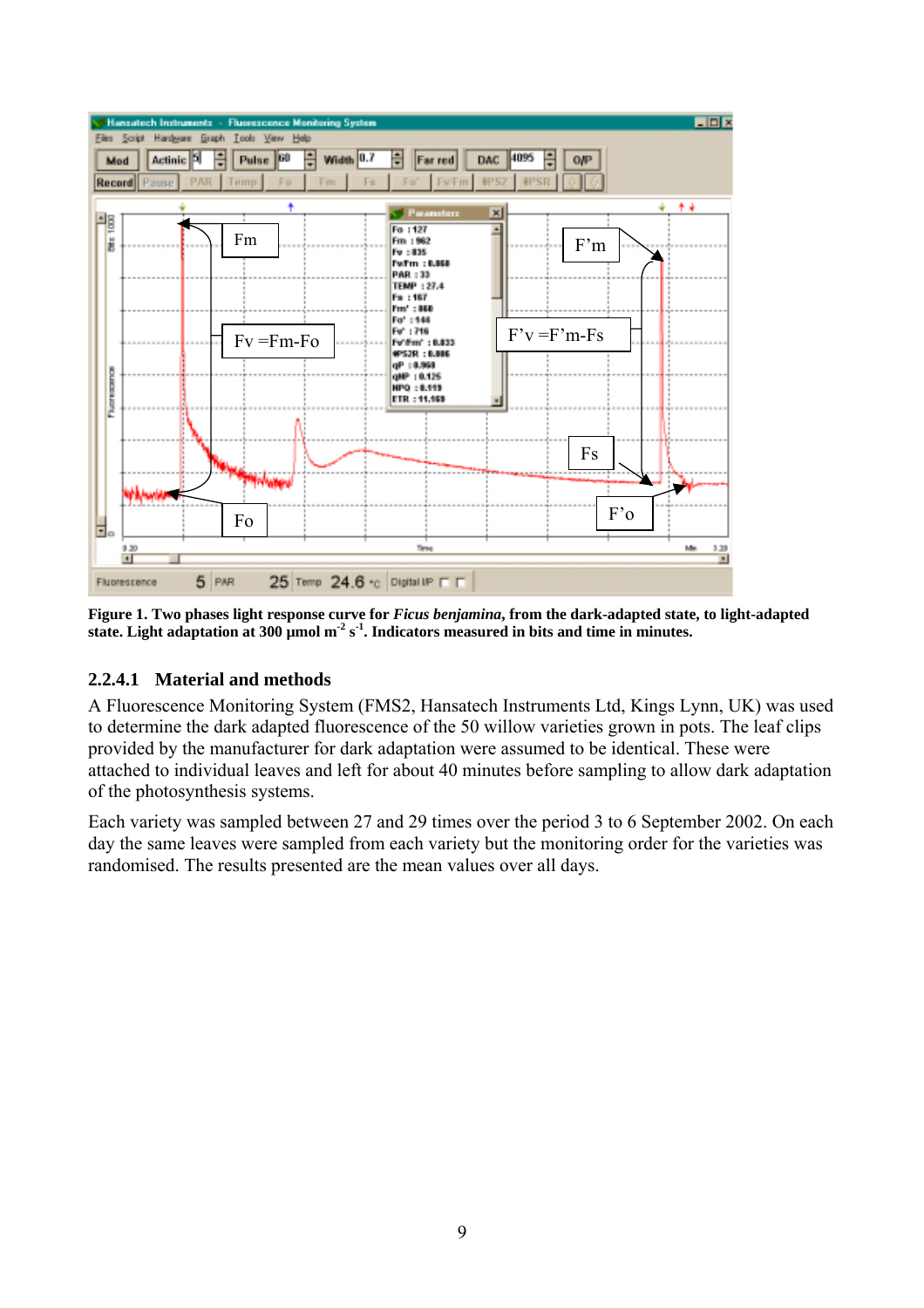**Figure 1. Two phases light response curve for *Ficus benjamina*, from the dark-adapted state, to light-adapted state. Light adaptation at 300 µmol m$^{-2}$ s$^{-1}$. Indicators measured in bits and time in minutes.**

### 2.2.4.1 Material and methods

A Fluorescence Monitoring System (FMS2, Hansatech Instruments Ltd, Kings Lynn, UK) was used to determine the dark adapted fluorescence of the 50 willow varieties grown in pots. The leaf clips provided by the manufacturer for dark adaptation were assumed to be identical. These were attached to individual leaves and left for about 40 minutes before sampling to allow dark adaptation of the photosynthesis systems.

Each variety was sampled between 27 and 29 times over the period 3 to 6 September 2002. On each day the same leaves were sampled from each variety but the monitoring order for the varieties was randomised. The results presented are the mean values over all days.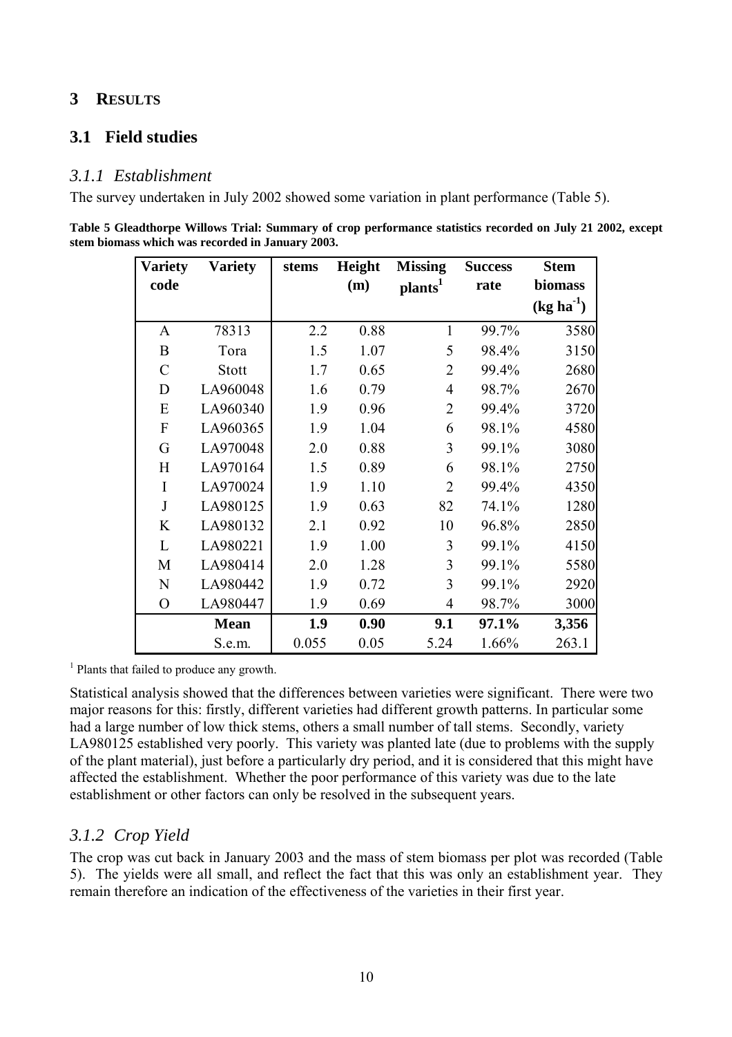# 3 RESULTS

## 3.1 Field studies

### *3.1.1 Establishment*

The survey undertaken in July 2002 showed some variation in plant performance (Table 5).

**Table 5 Gleadthorpe Willows Trial: Summary of crop performance statistics recorded on July 21 2002, except stem biomass which was recorded in January 2003.**

| Variety code | Variety | stems | Height (m) | Missing plants[1] | Success rate | Stem biomass ($kg\ ha^{-1}$) |
|---|---|---|---|---|---|---|
| A | 78313 | 2.2 | 0.88 | 1 | 99.7% | 3580 |
| B | Tora | 1.5 | 1.07 | 5 | 98.4% | 3150 |
| C | Stott | 1.7 | 0.65 | 2 | 99.4% | 2680 |
| D | LA960048 | 1.6 | 0.79 | 4 | 98.7% | 2670 |
| E | LA960340 | 1.9 | 0.96 | 2 | 99.4% | 3720 |
| F | LA960365 | 1.9 | 1.04 | 6 | 98.1% | 4580 |
| G | LA970048 | 2.0 | 0.88 | 3 | 99.1% | 3080 |
| H | LA970164 | 1.5 | 0.89 | 6 | 98.1% | 2750 |
| I | LA970024 | 1.9 | 1.10 | 2 | 99.4% | 4350 |
| J | LA980125 | 1.9 | 0.63 | 82 | 74.1% | 1280 |
| K | LA980132 | 2.1 | 0.92 | 10 | 96.8% | 2850 |
| L | LA980221 | 1.9 | 1.00 | 3 | 99.1% | 4150 |
| M | LA980414 | 2.0 | 1.28 | 3 | 99.1% | 5580 |
| N | LA980442 | 1.9 | 0.72 | 3 | 99.1% | 2920 |
| O | LA980447 | 1.9 | 0.69 | 4 | 98.7% | 3000 |
| | **Mean** | **1.9** | **0.90** | **9.1** | **97.1%** | **3,356** |
| | S.e.m. | 0.055 | 0.05 | 5.24 | 1.66% | 263.1 |

[1] Plants that failed to produce any growth.

Statistical analysis showed that the differences between varieties were significant. There were two major reasons for this: firstly, different varieties had different growth patterns. In particular some had a large number of low thick stems, others a small number of tall stems. Secondly, variety LA980125 established very poorly. This variety was planted late (due to problems with the supply of the plant material), just before a particularly dry period, and it is considered that this might have affected the establishment. Whether the poor performance of this variety was due to the late establishment or other factors can only be resolved in the subsequent years.

### *3.1.2 Crop Yield*

The crop was cut back in January 2003 and the mass of stem biomass per plot was recorded (Table 5). The yields were all small, and reflect the fact that this was only an establishment year. They remain therefore an indication of the effectiveness of the varieties in their first year.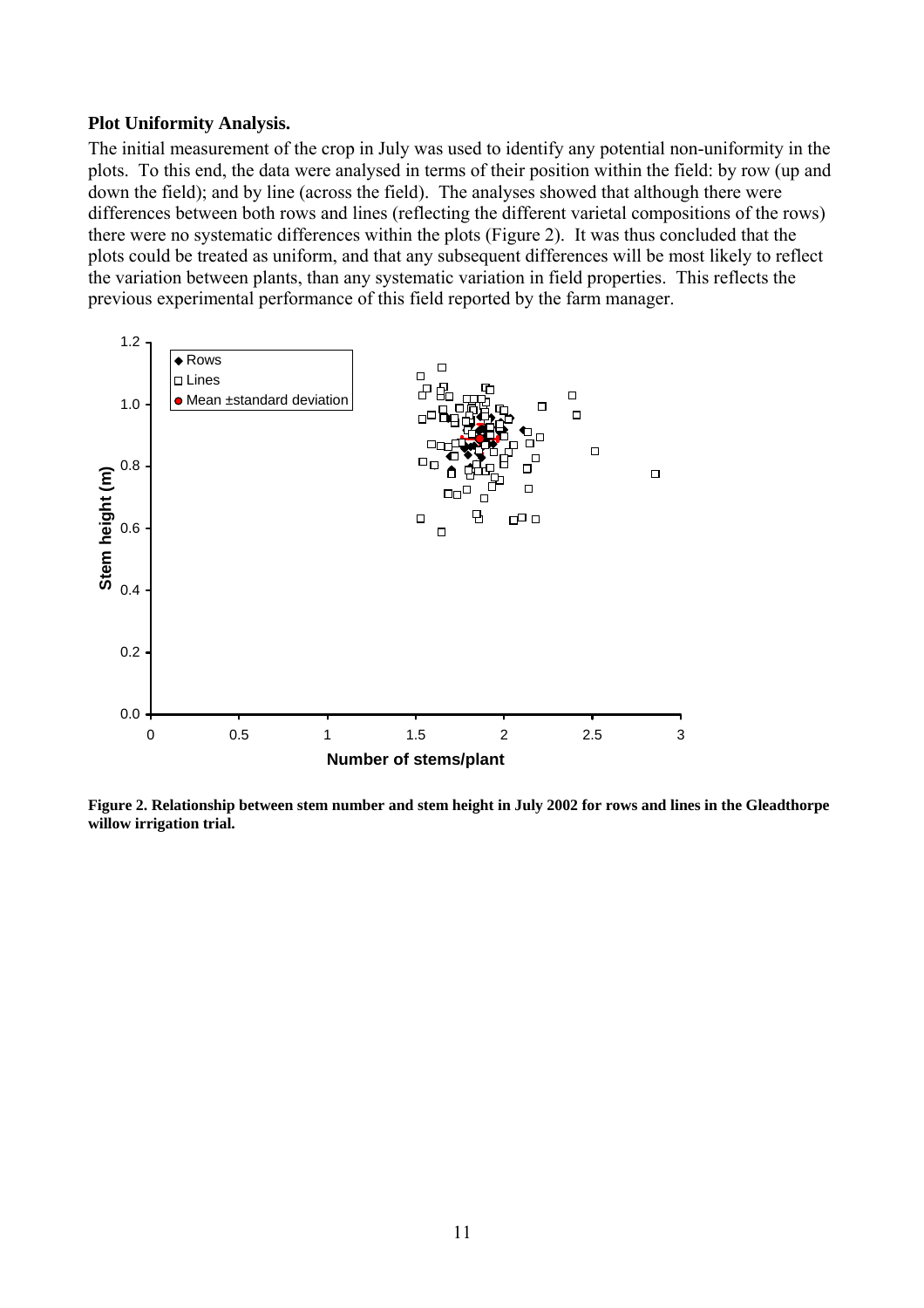### Plot Uniformity Analysis.

The initial measurement of the crop in July was used to identify any potential non-uniformity in the plots. To this end, the data were analysed in terms of their position within the field: by row (up and down the field); and by line (across the field). The analyses showed that although there were differences between both rows and lines (reflecting the different varietal compositions of the rows) there were no systematic differences within the plots (Figure 2). It was thus concluded that the plots could be treated as uniform, and that any subsequent differences will be most likely to reflect the variation between plants, than any systematic variation in field properties. This reflects the previous experimental performance of this field reported by the farm manager.

**Figure 2. Relationship between stem number and stem height in July 2002 for rows and lines in the Gleadthorpe willow irrigation trial.**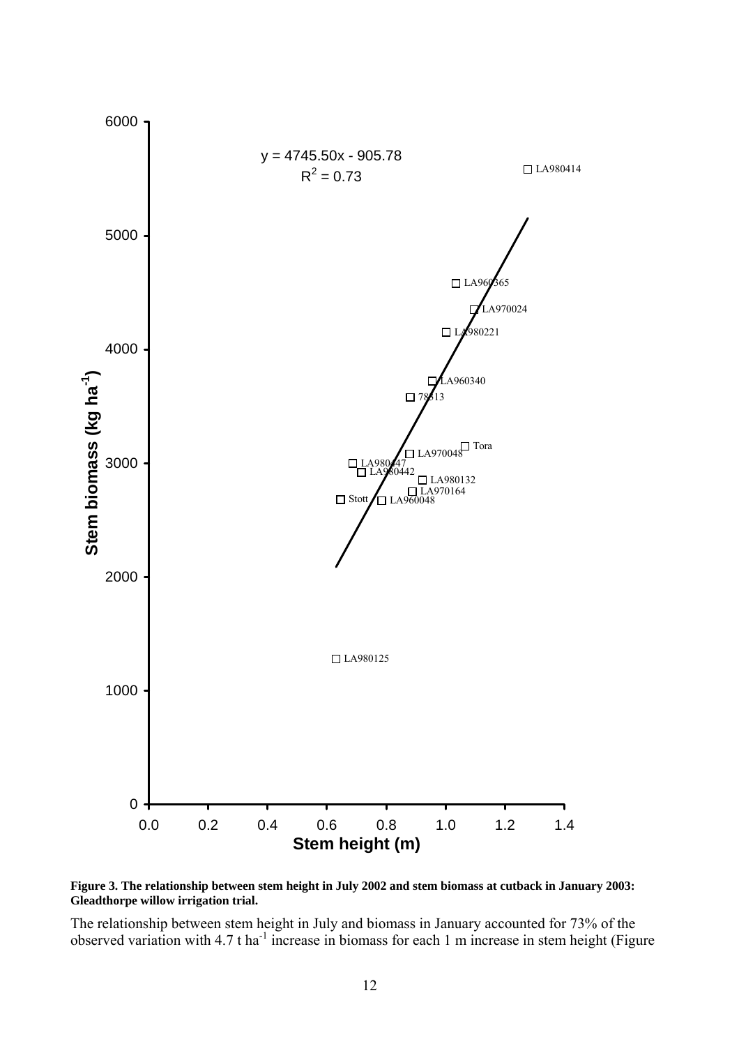**Figure 3. The relationship between stem height in July 2002 and stem biomass at cutback in January 2003: Gleadthorpe willow irrigation trial.**

The relationship between stem height in July and biomass in January accounted for 73% of the observed variation with 4.7 t ha$^{-1}$ increase in biomass for each 1 m increase in stem height (Figure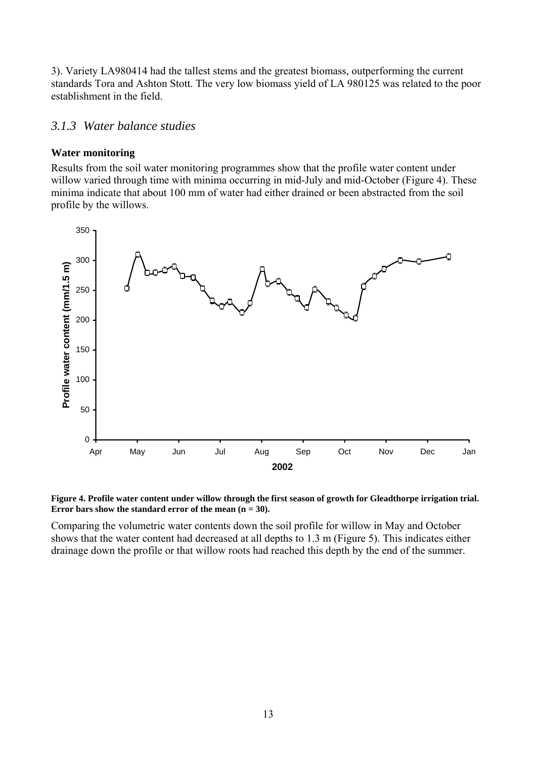3). Variety LA980414 had the tallest stems and the greatest biomass, outperforming the current standards Tora and Ashton Stott. The very low biomass yield of LA 980125 was related to the poor establishment in the field.

### *3.1.3 Water balance studies*

**Water monitoring**

Results from the soil water monitoring programmes show that the profile water content under willow varied through time with minima occurring in mid-July and mid-October (Figure 4). These minima indicate that about 100 mm of water had either drained or been abstracted from the soil profile by the willows.

**Figure 4. Profile water content under willow through the first season of growth for Gleadthorpe irrigation trial. Error bars show the standard error of the mean (n = 30).**

Comparing the volumetric water contents down the soil profile for willow in May and October shows that the water content had decreased at all depths to 1.3 m (Figure 5). This indicates either drainage down the profile or that willow roots had reached this depth by the end of the summer.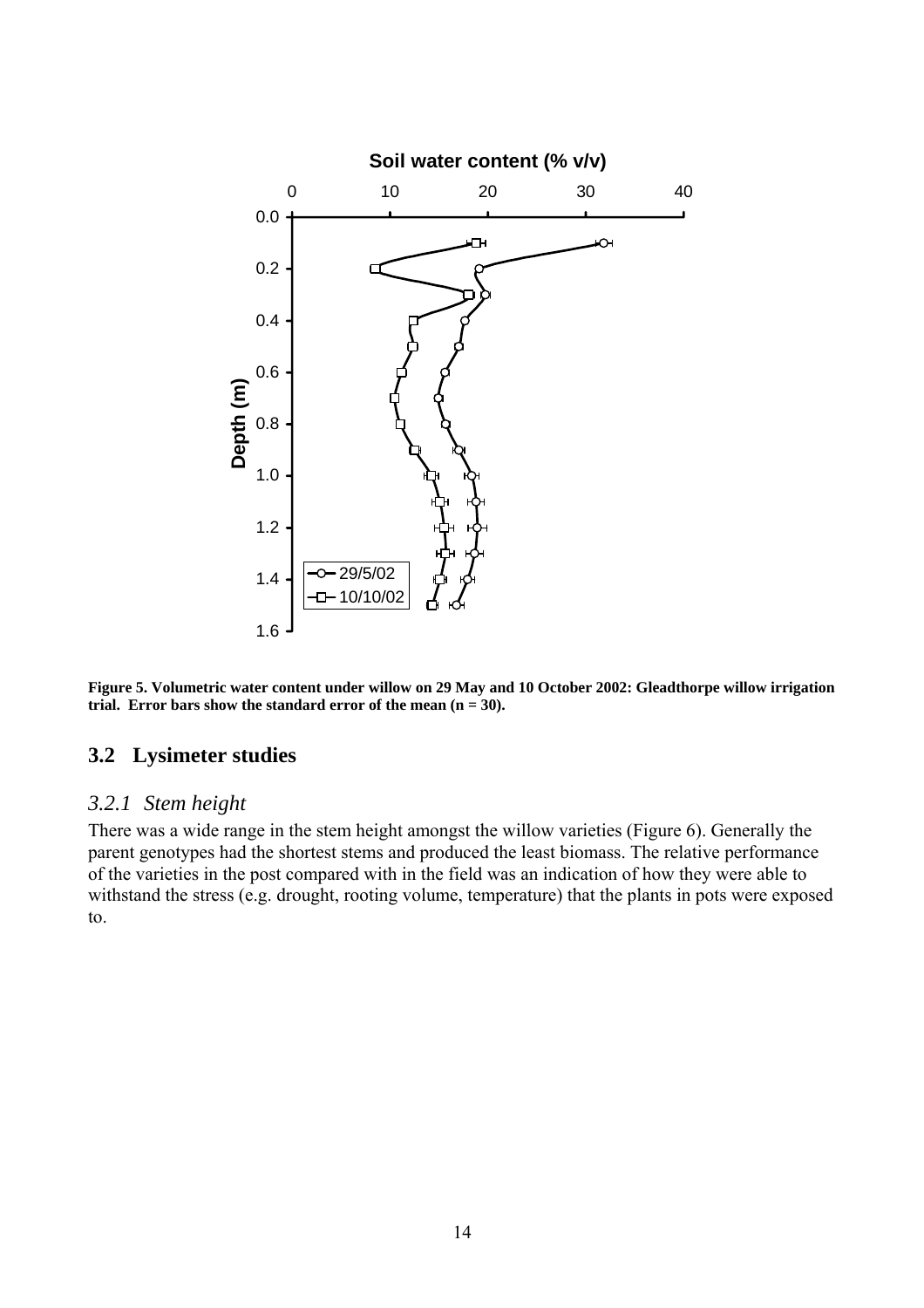**Figure 5. Volumetric water content under willow on 29 May and 10 October 2002: Gleadthorpe willow irrigation trial. Error bars show the standard error of the mean (n = 30).**

## 3.2 Lysimeter studies

### *3.2.1 Stem height*

There was a wide range in the stem height amongst the willow varieties (Figure 6). Generally the parent genotypes had the shortest stems and produced the least biomass. The relative performance of the varieties in the post compared with in the field was an indication of how they were able to withstand the stress (e.g. drought, rooting volume, temperature) that the plants in pots were exposed to.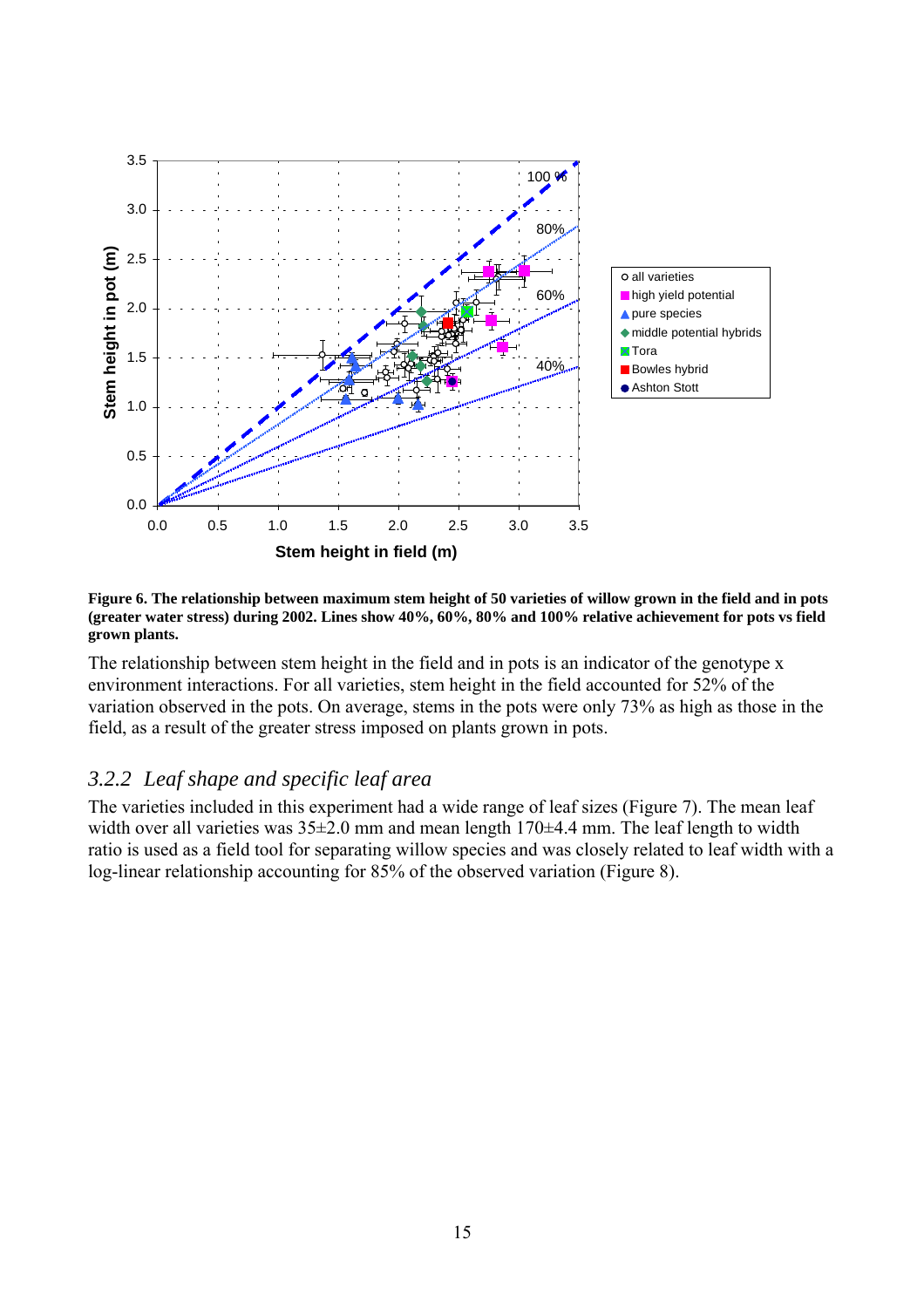**Figure 6. The relationship between maximum stem height of 50 varieties of willow grown in the field and in pots (greater water stress) during 2002. Lines show 40%, 60%, 80% and 100% relative achievement for pots vs field grown plants.**

The relationship between stem height in the field and in pots is an indicator of the genotype x environment interactions. For all varieties, stem height in the field accounted for 52% of the variation observed in the pots. On average, stems in the pots were only 73% as high as those in the field, as a result of the greater stress imposed on plants grown in pots.

### *3.2.2 Leaf shape and specific leaf area*

The varieties included in this experiment had a wide range of leaf sizes (Figure 7). The mean leaf width over all varieties was 35±2.0 mm and mean length 170±4.4 mm. The leaf length to width ratio is used as a field tool for separating willow species and was closely related to leaf width with a log-linear relationship accounting for 85% of the observed variation (Figure 8).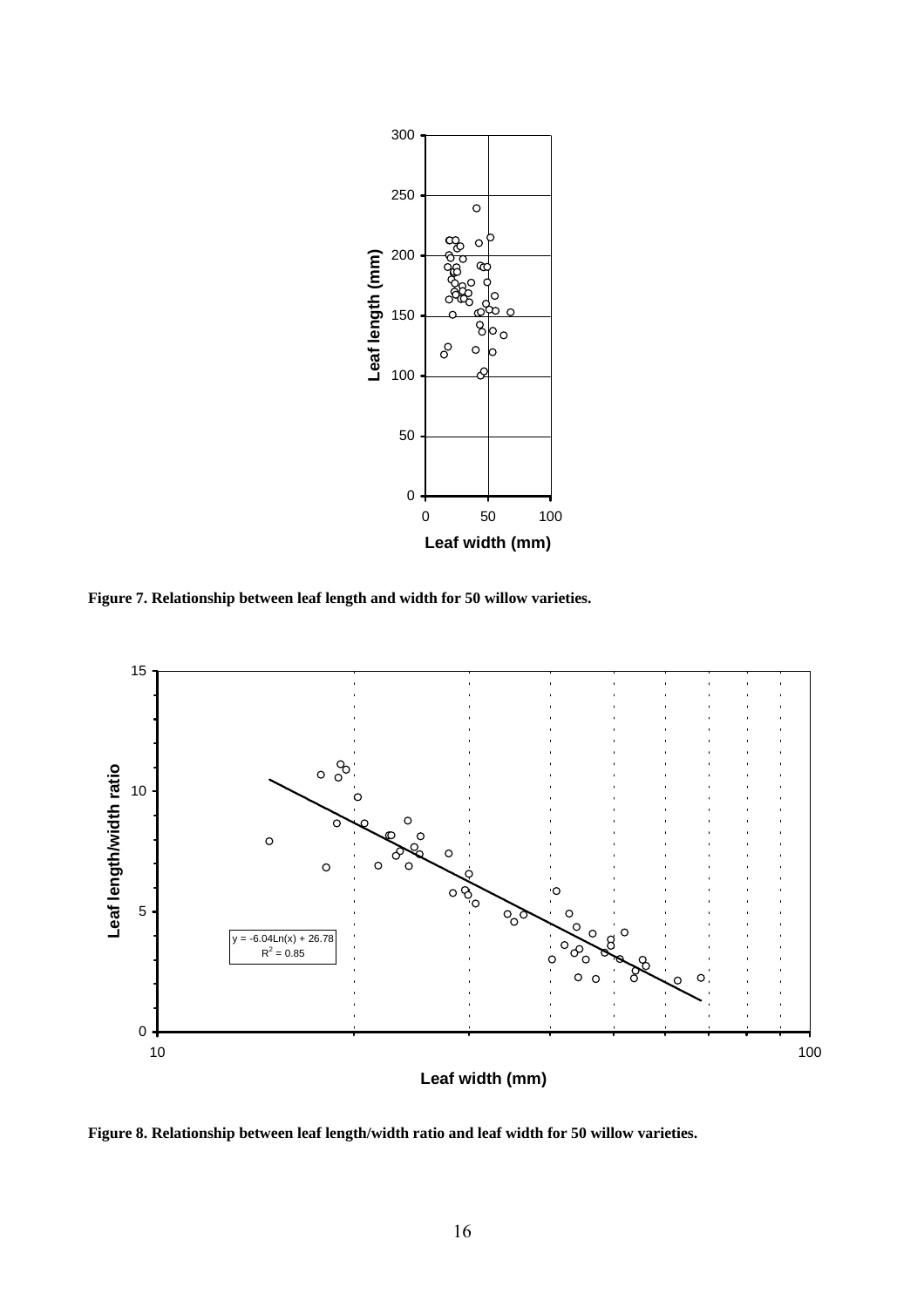**Figure 7. Relationship between leaf length and width for 50 willow varieties.**

**Figure 8. Relationship between leaf length/width ratio and leaf width for 50 willow varieties.**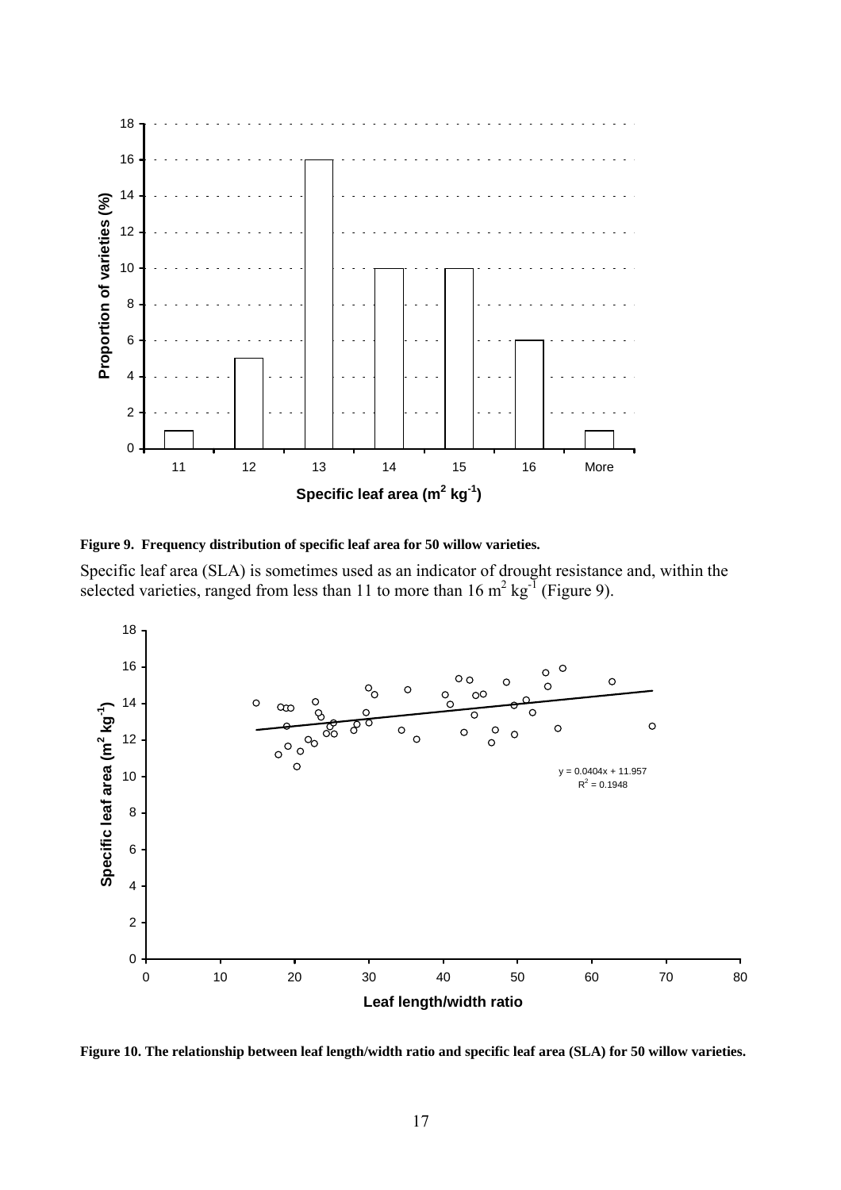**Figure 9. Frequency distribution of specific leaf area for 50 willow varieties.**

Specific leaf area (SLA) is sometimes used as an indicator of drought resistance and, within the selected varieties, ranged from less than 11 to more than 16 $m^2\ kg^{-1}$ (Figure 9).

**Figure 10. The relationship between leaf length/width ratio and specific leaf area (SLA) for 50 willow varieties.**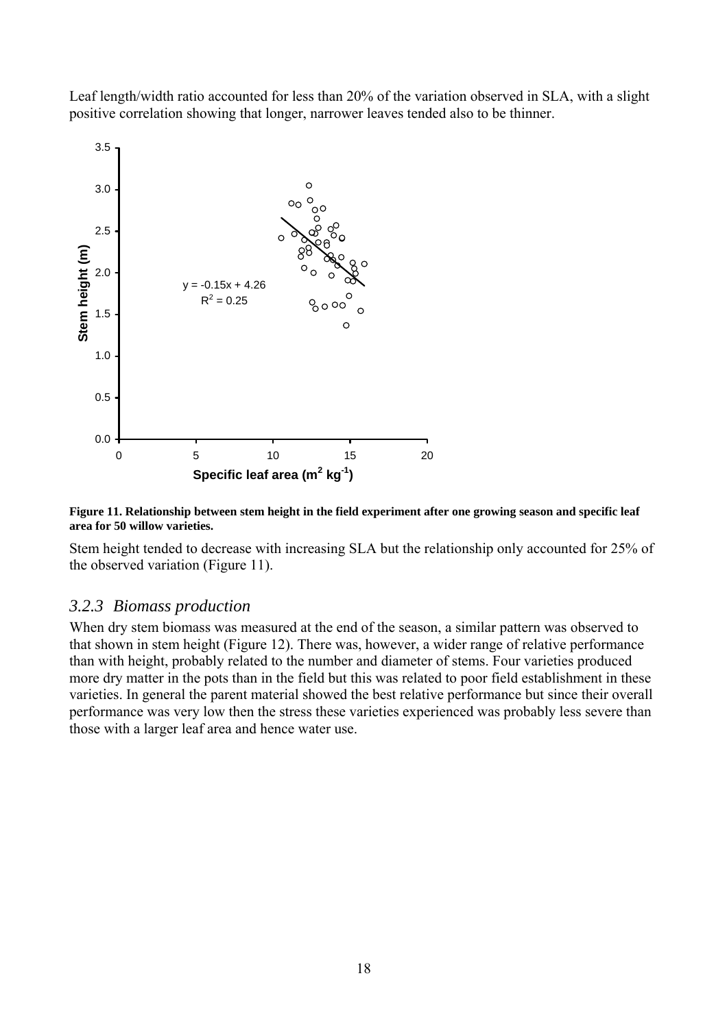Leaf length/width ratio accounted for less than 20% of the variation observed in SLA, with a slight positive correlation showing that longer, narrower leaves tended also to be thinner.

**Figure 11. Relationship between stem height in the field experiment after one growing season and specific leaf area for 50 willow varieties.**

Stem height tended to decrease with increasing SLA but the relationship only accounted for 25% of the observed variation (Figure 11).

### *3.2.3 Biomass production*

When dry stem biomass was measured at the end of the season, a similar pattern was observed to that shown in stem height (Figure 12). There was, however, a wider range of relative performance than with height, probably related to the number and diameter of stems. Four varieties produced more dry matter in the pots than in the field but this was related to poor field establishment in these varieties. In general the parent material showed the best relative performance but since their overall performance was very low then the stress these varieties experienced was probably less severe than those with a larger leaf area and hence water use.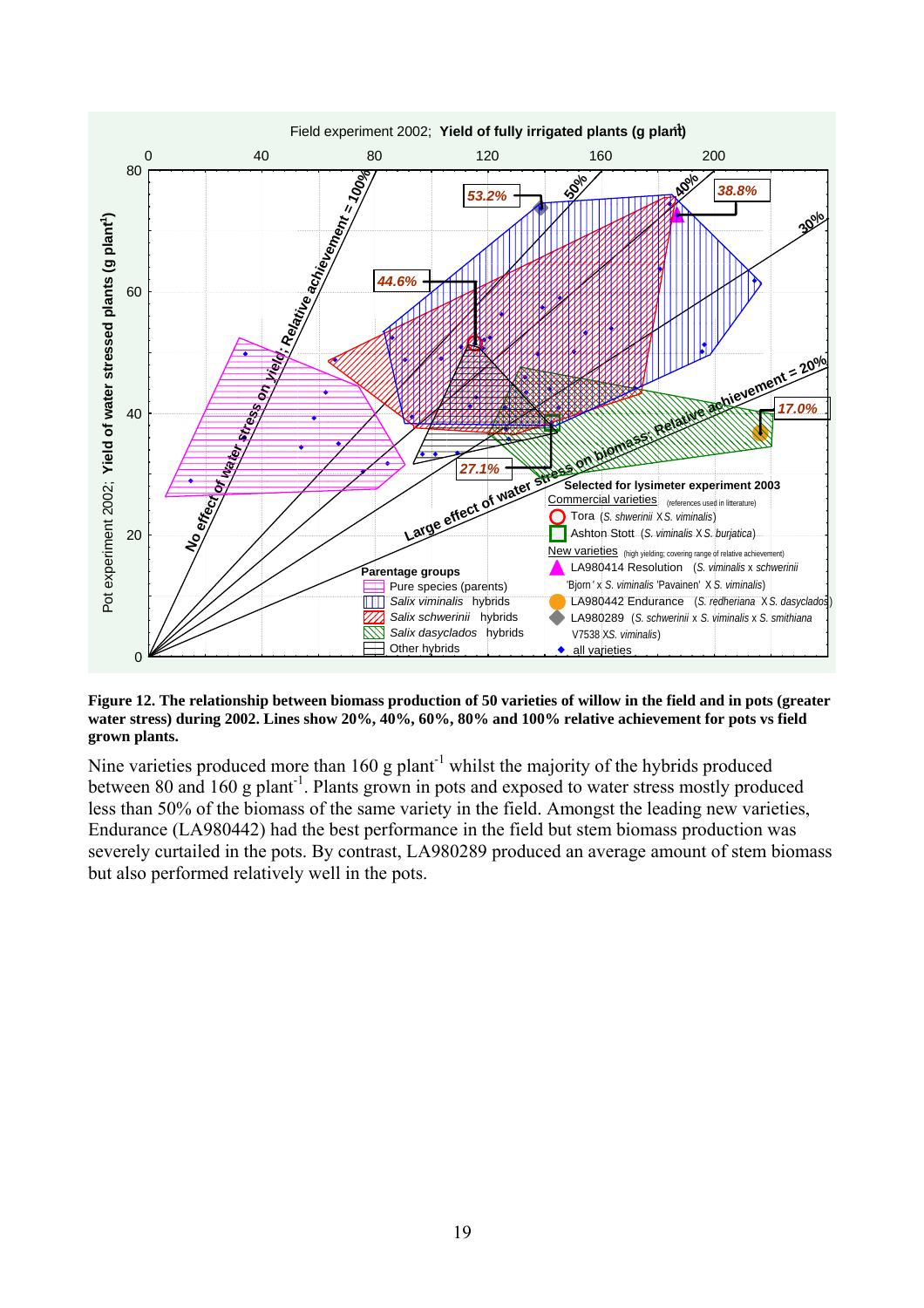**Figure 12. The relationship between biomass production of 50 varieties of willow in the field and in pots (greater water stress) during 2002. Lines show 20%, 40%, 60%, 80% and 100% relative achievement for pots vs field grown plants.**

Nine varieties produced more than 160 g plant$^{-1}$ whilst the majority of the hybrids produced between 80 and 160 g plant$^{-1}$. Plants grown in pots and exposed to water stress mostly produced less than 50% of the biomass of the same variety in the field. Amongst the leading new varieties, Endurance (LA980442) had the best performance in the field but stem biomass production was severely curtailed in the pots. By contrast, LA980289 produced an average amount of stem biomass but also performed relatively well in the pots.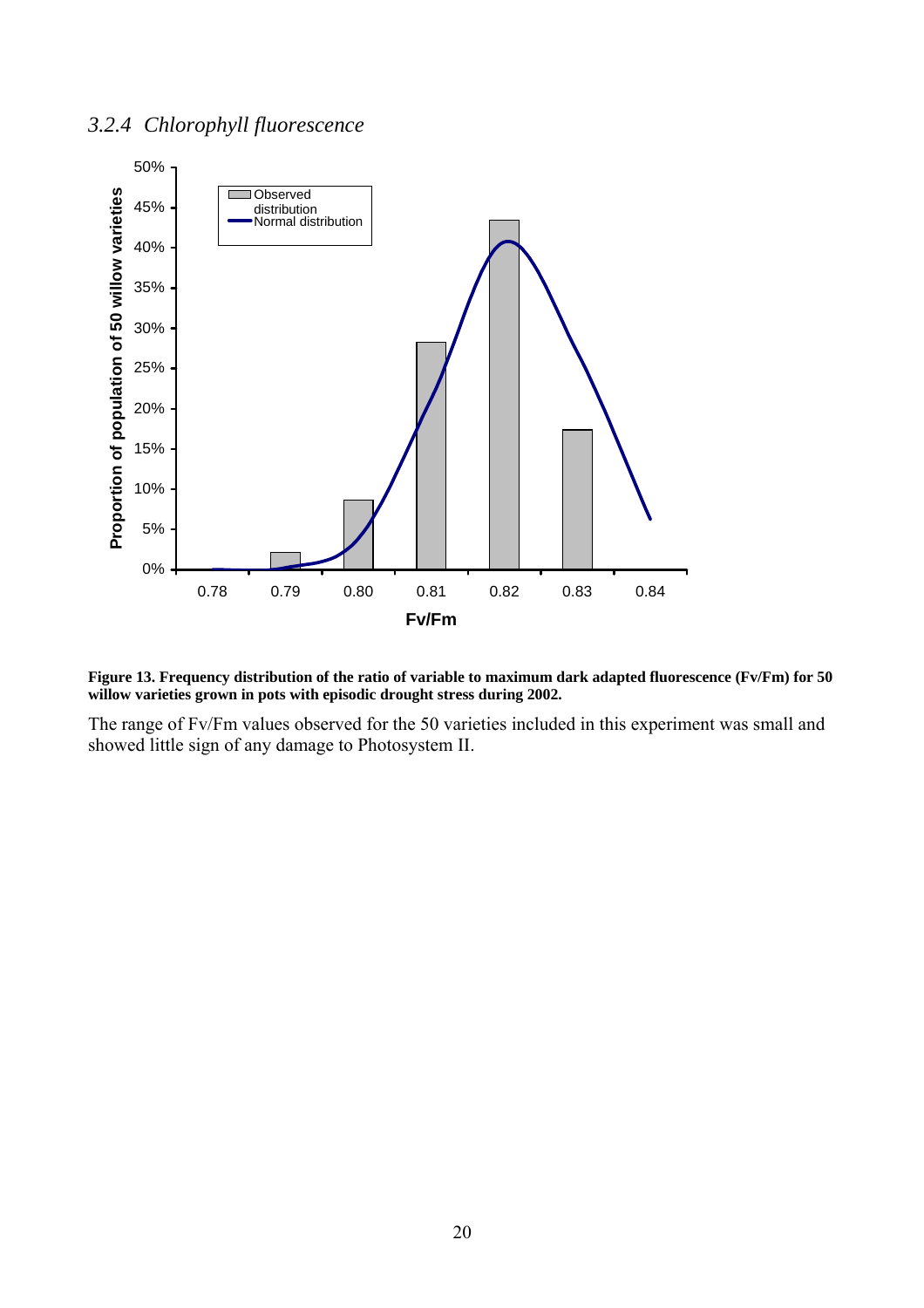### *3.2.4 Chlorophyll fluorescence*

**Figure 13. Frequency distribution of the ratio of variable to maximum dark adapted fluorescence (Fv/Fm) for 50 willow varieties grown in pots with episodic drought stress during 2002.**

The range of Fv/Fm values observed for the 50 varieties included in this experiment was small and showed little sign of any damage to Photosystem II.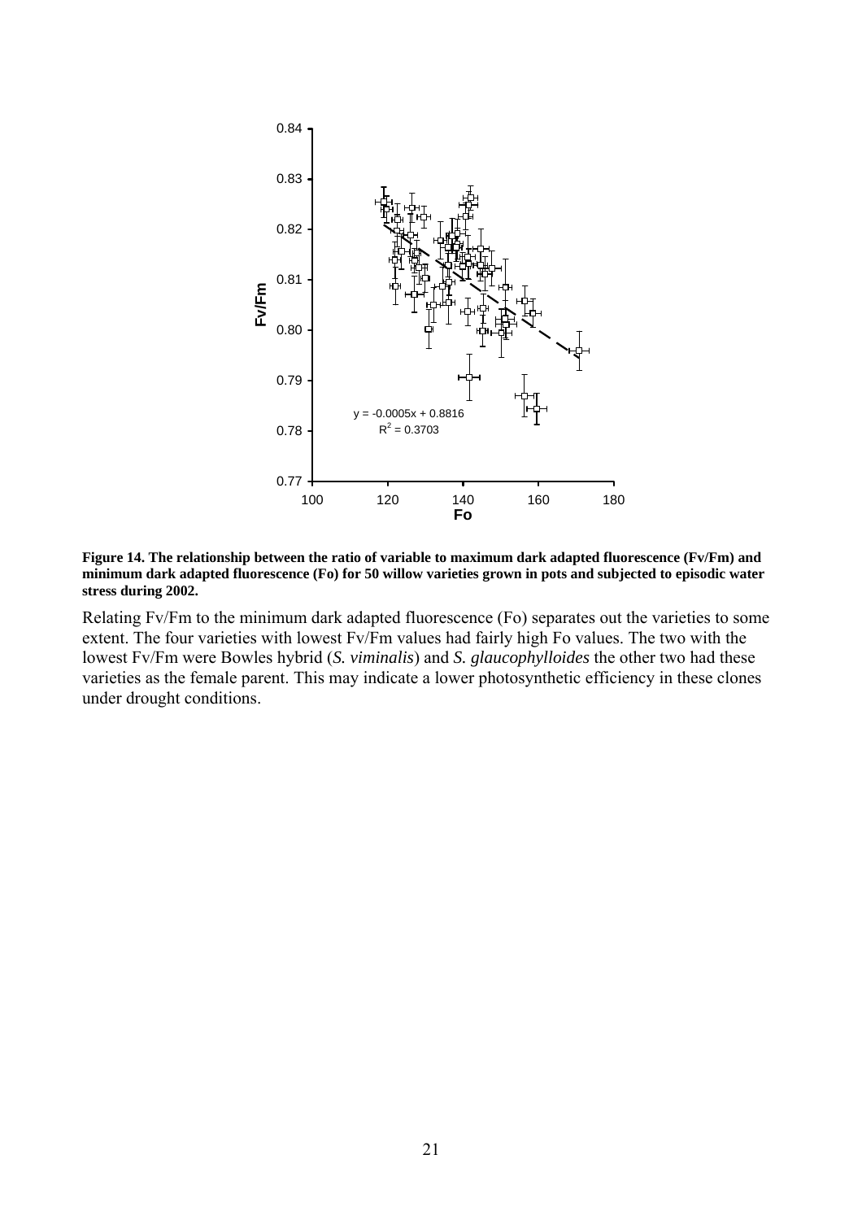**Figure 14. The relationship between the ratio of variable to maximum dark adapted fluorescence (Fv/Fm) and minimum dark adapted fluorescence (Fo) for 50 willow varieties grown in pots and subjected to episodic water stress during 2002.**

Relating Fv/Fm to the minimum dark adapted fluorescence (Fo) separates out the varieties to some extent. The four varieties with lowest Fv/Fm values had fairly high Fo values. The two with the lowest Fv/Fm were Bowles hybrid (*S. viminalis*) and *S. glaucophylloides* the other two had these varieties as the female parent. This may indicate a lower photosynthetic efficiency in these clones under drought conditions.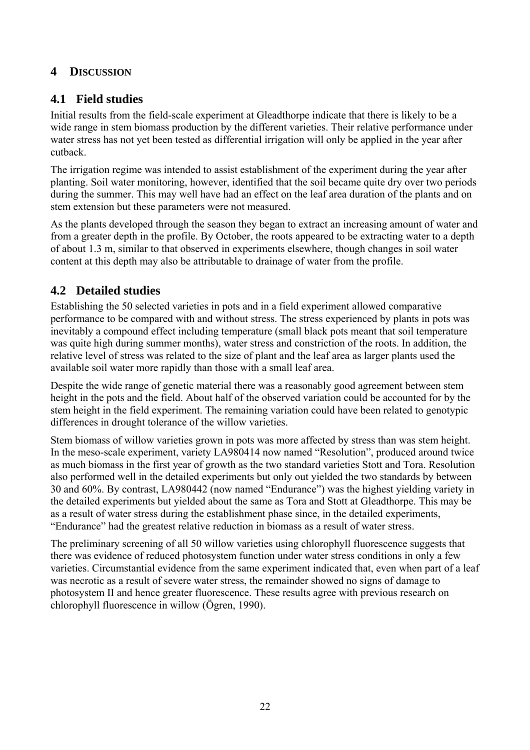# 4 DISCUSSION

## 4.1 Field studies

Initial results from the field-scale experiment at Gleadthorpe indicate that there is likely to be a wide range in stem biomass production by the different varieties. Their relative performance under water stress has not yet been tested as differential irrigation will only be applied in the year after cutback.

The irrigation regime was intended to assist establishment of the experiment during the year after planting. Soil water monitoring, however, identified that the soil became quite dry over two periods during the summer. This may well have had an effect on the leaf area duration of the plants and on stem extension but these parameters were not measured.

As the plants developed through the season they began to extract an increasing amount of water and from a greater depth in the profile. By October, the roots appeared to be extracting water to a depth of about 1.3 m, similar to that observed in experiments elsewhere, though changes in soil water content at this depth may also be attributable to drainage of water from the profile.

## 4.2 Detailed studies

Establishing the 50 selected varieties in pots and in a field experiment allowed comparative performance to be compared with and without stress. The stress experienced by plants in pots was inevitably a compound effect including temperature (small black pots meant that soil temperature was quite high during summer months), water stress and constriction of the roots. In addition, the relative level of stress was related to the size of plant and the leaf area as larger plants used the available soil water more rapidly than those with a small leaf area.

Despite the wide range of genetic material there was a reasonably good agreement between stem height in the pots and the field. About half of the observed variation could be accounted for by the stem height in the field experiment. The remaining variation could have been related to genotypic differences in drought tolerance of the willow varieties.

Stem biomass of willow varieties grown in pots was more affected by stress than was stem height. In the meso-scale experiment, variety LA980414 now named “Resolution”, produced around twice as much biomass in the first year of growth as the two standard varieties Stott and Tora. Resolution also performed well in the detailed experiments but only out yielded the two standards by between 30 and 60%. By contrast, LA980442 (now named “Endurance”) was the highest yielding variety in the detailed experiments but yielded about the same as Tora and Stott at Gleadthorpe. This may be as a result of water stress during the establishment phase since, in the detailed experiments, “Endurance” had the greatest relative reduction in biomass as a result of water stress.

The preliminary screening of all 50 willow varieties using chlorophyll fluorescence suggests that there was evidence of reduced photosystem function under water stress conditions in only a few varieties. Circumstantial evidence from the same experiment indicated that, even when part of a leaf was necrotic as a result of severe water stress, the remainder showed no signs of damage to photosystem II and hence greater fluorescence. These results agree with previous research on chlorophyll fluorescence in willow (Ögren, 1990).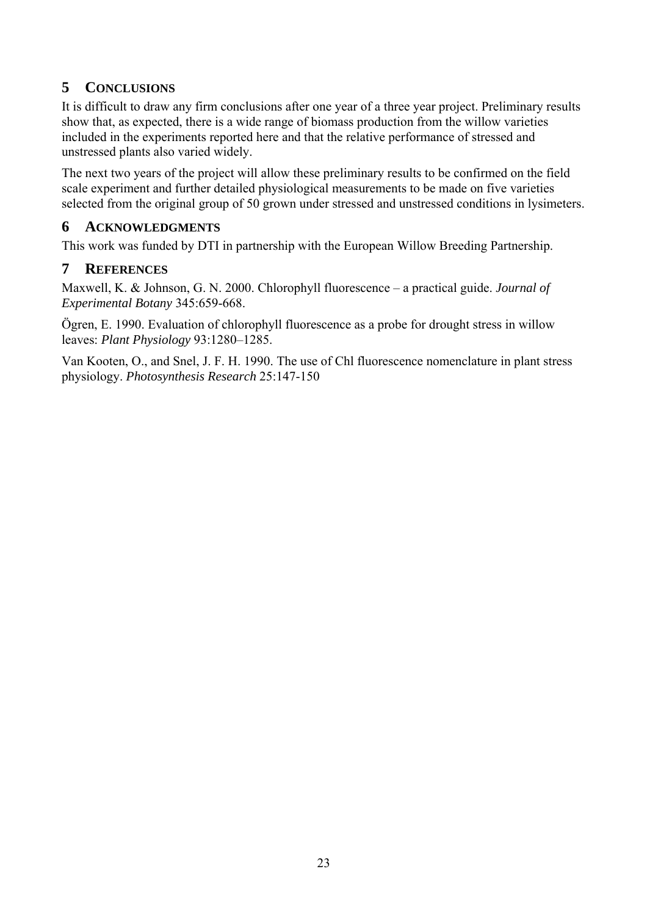## 5 CONCLUSIONS

It is difficult to draw any firm conclusions after one year of a three year project. Preliminary results show that, as expected, there is a wide range of biomass production from the willow varieties included in the experiments reported here and that the relative performance of stressed and unstressed plants also varied widely.

The next two years of the project will allow these preliminary results to be confirmed on the field scale experiment and further detailed physiological measurements to be made on five varieties selected from the original group of 50 grown under stressed and unstressed conditions in lysimeters.

## 6 ACKNOWLEDGMENTS

This work was funded by DTI in partnership with the European Willow Breeding Partnership.

## 7 REFERENCES

Maxwell, K. & Johnson, G. N. 2000. Chlorophyll fluorescence – a practical guide. *Journal of Experimental Botany* 345:659-668.

Ögren, E. 1990. Evaluation of chlorophyll fluorescence as a probe for drought stress in willow leaves: *Plant Physiology* 93:1280–1285.

Van Kooten, O., and Snel, J. F. H. 1990. The use of Chl fluorescence nomenclature in plant stress physiology. *Photosynthesis Research* 25:147-150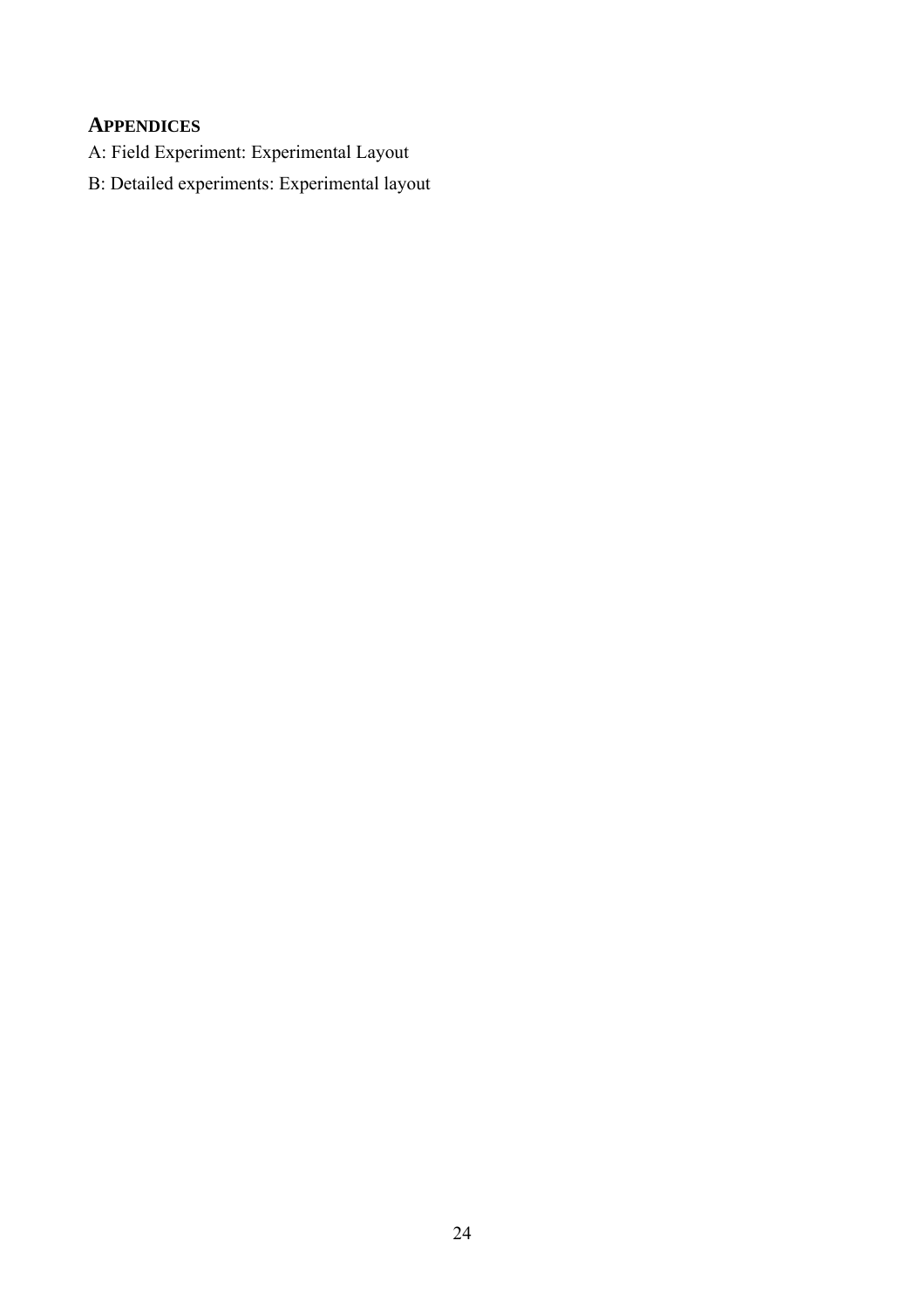## APPENDICES

A: Field Experiment: Experimental Layout

B: Detailed experiments: Experimental layout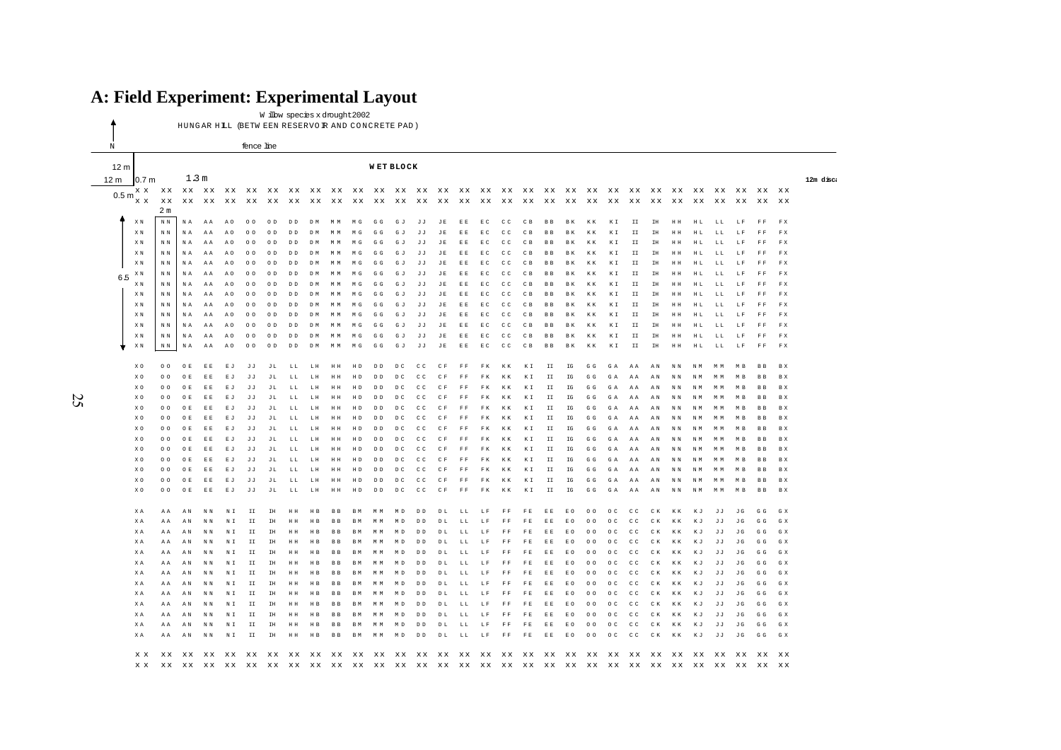| | | | | | | | | | | | | | | | | | | | | | | | | | | | | | | |
|---|---|---|---|---|---|---|---|---|---|---|---|---|---|---|---|---|---|---|---|---|---|---|---|---|---|---|---|---|---|---|
| XX | XX | XX | XX | XX | XX | XX | XX | XX | XX | XX | XX | XX | XX | XX | XX | XX | XX | XX | XX | XX | XX | XX | XX | XX | XX | XX | XX | XX | XX | XX |
| XX | XX | XX | XX | XX | XX | XX | XX | XX | XX | XX | XX | XX | XX | XX | XX | XX | XX | XX | XX | XX | XX | XX | XX | XX | XX | XX | XX | XX | XX | XX |
| XN | NN | NA | AA | AO | OO | OD | DD | DM | MM | MG | GG | GJ | JJ | JE | EE | EC | CC | CB | BB | BK | KK | KI | II | IH | HH | HL | LL | LF | FF | FX |
| XN | NN | NA | AA | AO | OO | OD | DD | DM | MM | MG | GG | GJ | JJ | JE | EE | EC | CC | CB | BB | BK | KK | KI | II | IH | HH | HL | LL | LF | FF | FX |
| XN | NN | NA | AA | AO | OO | OD | DD | DM | MM | MG | GG | GJ | JJ | JE | EE | EC | CC | CB | BB | BK | KK | KI | II | IH | HH | HL | LL | LF | FF | FX |
| XN | NN | NA | AA | AO | OO | OD | DD | DM | MM | MG | GG | GJ | JJ | JE | EE | EC | CC | CB | BB | BK | KK | KI | II | IH | HH | HL | LL | LF | FF | FX |
| XN | NN | NA | AA | AO | OO | OD | DD | DM | MM | MG | GG | GJ | JJ | JE | EE | EC | CC | CB | BB | BK | KK | KI | II | IH | HH | HL | LL | LF | FF | FX |
| XN | NN | NA | AA | AO | OO | OD | DD | DM | MM | MG | GG | GJ | JJ | JE | EE | EC | CC | CB | BB | BK | KK | KI | II | IH | HH | HL | LL | LF | FF | FX |
| XN | NN | NA | AA | AO | OO | OD | DD | DM | MM | MG | GG | GJ | JJ | JE | EE | EC | CC | CB | BB | BK | KK | KI | II | IH | HH | HL | LL | LF | FF | FX |
| XN | NN | NA | AA | AO | OO | OD | DD | DM | MM | MG | GG | GJ | JJ | JE | EE | EC | CC | CB | BB | BK | KK | KI | II | IH | HH | HL | LL | LF | FF | FX |
| XN | NN | NA | AA | AO | OO | OD | DD | DM | MM | MG | GG | GJ | JJ | JE | EE | EC | CC | CB | BB | BK | KK | KI | II | IH | HH | HL | LL | LF | FF | FX |
| XN | NN | NA | AA | AO | OO | OD | DD | DM | MM | MG | GG | GJ | JJ | JE | EE | EC | CC | CB | BB | BK | KK | KI | II | IH | HH | HL | LL | LF | FF | FX |
| XN | NN | NA | AA | AO | OO | OD | DD | DM | MM | MG | GG | GJ | JJ | JE | EE | EC | CC | CB | BB | BK | KK | KI | II | IH | HH | HL | LL | LF | FF | FX |
| XN | NN | NA | AA | AO | OO | OD | DD | DM | MM | MG | GG | GJ | JJ | JE | EE | EC | CC | CB | BB | BK | KK | KI | II | IH | HH | HL | LL | LF | FF | FX |
| XN | NN | NA | AA | AO | OO | OD | DD | DM | MM | MG | GG | GJ | JJ | JE | EE | EC | CC | CB | BB | BK | KK | KI | II | IH | HH | HL | LL | LF | FF | FX |
| XO | OO | OE | EE | EJ | JJ | JL | LL | LH | HH | HD | DD | DC | CC | CF | FF | FK | KK | KI | II | IG | GG | GA | AA | AN | NN | NM | MM | MB | BB | BX |
| XO | OO | OE | EE | EJ | JJ | JL | LL | LH | HH | HD | DD | DC | CC | CF | FF | FK | KK | KI | II | IG | GG | GA | AA | AN | NN | NM | MM | MB | BB | BX |
| XO | OO | OE | EE | EJ | JJ | JL | LL | LH | HH | HD | DD | DC | CC | CF | FF | FK | KK | KI | II | IG | GG | GA | AA | AN | NN | NM | MM | MB | BB | BX |
| XO | OO | OE | EE | EJ | JJ | JL | LL | LH | HH | HD | DD | DC | CC | CF | FF | FK | KK | KI | II | IG | GG | GA | AA | AN | NN | NM | MM | MB | BB | BX |
| XO | OO | OE | EE | EJ | JJ | JL | LL | LH | HH | HD | DD | DC | CC | CF | FF | FK | KK | KI | II | IG | GG | GA | AA | AN | NN | NM | MM | MB | BB | BX |
| XO | OO | OE | EE | EJ | JJ | JL | LL | LH | HH | HD | DD | DC | CC | CF | FF | FK | KK | KI | II | IG | GG | GA | AA | AN | NN | NM | MM | MB | BB | BX |
| XO | OO | OE | EE | EJ | JJ | JL | LL | LH | HH | HD | DD | DC | CC | CF | FF | FK | KK | KI | II | IG | GG | GA | AA | AN | NN | NM | MM | MB | BB | BX |
| XO | OO | OE | EE | EJ | JJ | JL | LL | LH | HH | HD | DD | DC | CC | CF | FF | FK | KK | KI | II | IG | GG | GA | AA | AN | NN | NM | MM | MB | BB | BX |
| XO | OO | OE | EE | EJ | JJ | JL | LL | LH | HH | HD | DD | DC | CC | CF | FF | FK | KK | KI | II | IG | GG | GA | AA | AN | NN | NM | MM | MB | BB | BX |
| XO | OO | OE | EE | EJ | JJ | JL | LL | LH | HH | HD | DD | DC | CC | CF | FF | FK | KK | KI | II | IG | GG | GA | AA | AN | NN | NM | MM | MB | BB | BX |
| XO | OO | OE | EE | EJ | JJ | JL | LL | LH | HH | HD | DD | DC | CC | CF | FF | FK | KK | KI | II | IG | GG | GA | AA | AN | NN | NM | MM | MB | BB | BX |
| XO | OO | OE | EE | EJ | JJ | JL | LL | LH | HH | HD | DD | DC | CC | CF | FF | FK | KK | KI | II | IG | GG | GA | AA | AN | NN | NM | MM | MB | BB | BX |
| XO | OO | OE | EE | EJ | JJ | JL | LL | LH | HH | HD | DD | DC | CC | CF | FF | FK | KK | KI | II | IG | GG | GA | AA | AN | NN | NM | MM | MB | BB | BX |
| XA | AA | AN | NN | NI | II | IH | HH | HB | BB | BM | MM | MD | DD | DL | LL | LF | FF | FE | EE | EO | OO | OC | CC | CK | KK | KJ | JJ | JG | GG | GX |
| XA | AA | AN | NN | NI | II | IH | HH | HB | BB | BM | MM | MD | DD | DL | LL | LF | FF | FE | EE | EO | OO | OC | CC | CK | KK | KJ | JJ | JG | GG | GX |
| XA | AA | AN | NN | NI | II | IH | HH | HB | BB | BM | MM | MD | DD | DL | LL | LF | FF | FE | EE | EO | OO | OC | CC | CK | KK | KJ | JJ | JG | GG | GX |
| XA | AA | AN | NN | NI | II | IH | HH | HB | BB | BM | MM | MD | DD | DL | LL | LF | FF | FE | EE | EO | OO | OC | CC | CK | KK | KJ | JJ | JG | GG | GX |
| XA | AA | AN | NN | NI | II | IH | HH | HB | BB | BM | MM | MD | DD | DL | LL | LF | FF | FE | EE | EO | OO | OC | CC | CK | KK | KJ | JJ | JG | GG | GX |
| XA | AA | AN | NN | NI | II | IH | HH | HB | BB | BM | MM | MD | DD | DL | LL | LF | FF | FE | EE | EO | OO | OC | CC | CK | KK | KJ | JJ | JG | GG | GX |
| XA | AA | AN | NN | NI | II | IH | HH | HB | BB | BM | MM | MD | DD | DL | LL | LF | FF | FE | EE | EO | OO | OC | CC | CK | KK | KJ | JJ | JG | GG | GX |
| XA | AA | AN | NN | NI | II | IH | HH | HB | BB | BM | MM | MD | DD | DL | LL | LF | FF | FE | EE | EO | OO | OC | CC | CK | KK | KJ | JJ | JG | GG | GX |
| XA | AA | AN | NN | NI | II | IH | HH | HB | BB | BM | MM | MD | DD | DL | LL | LF | FF | FE | EE | EO | OO | OC | CC | CK | KK | KJ | JJ | JG | GG | GX |
| XA | AA | AN | NN | NI | II | IH | HH | HB | BB | BM | MM | MD | DD | DL | LL | LF | FF | FE | EE | EO | OO | OC | CC | CK | KK | KJ | JJ | JG | GG | GX |
| XA | AA | AN | NN | NI | II | IH | HH | HB | BB | BM | MM | MD | DD | DL | LL | LF | FF | FE | EE | EO | OO | OC | CC | CK | KK | KJ | JJ | JG | GG | GX |
| XA | AA | AN | NN | NI | II | IH | HH | HB | BB | BM | MM | MD | DD | DL | LL | LF | FF | FE | EE | EO | OO | OC | CC | CK | KK | KJ | JJ | JG | GG | GX |
| XA | AA | AN | NN | NI | II | IH | HH | HB | BB | BM | MM | MD | DD | DL | LL | LF | FF | FE | EE | EO | OO | OC | CC | CK | KK | KJ | JJ | JG | GG | GX |
| XX | XX | XX | XX | XX | XX | XX | XX | XX | XX | XX | XX | XX | XX | XX | XX | XX | XX | XX | XX | XX | XX | XX | XX | XX | XX | XX | XX | XX | XX | XX |
| XX | XX | XX | XX | XX | XX | XX | XX | XX | XX | XX | XX | XX | XX | XX | XX | XX | XX | XX | XX | XX | XX | XX | XX | XX | XX | XX | XX | XX | XX | XX |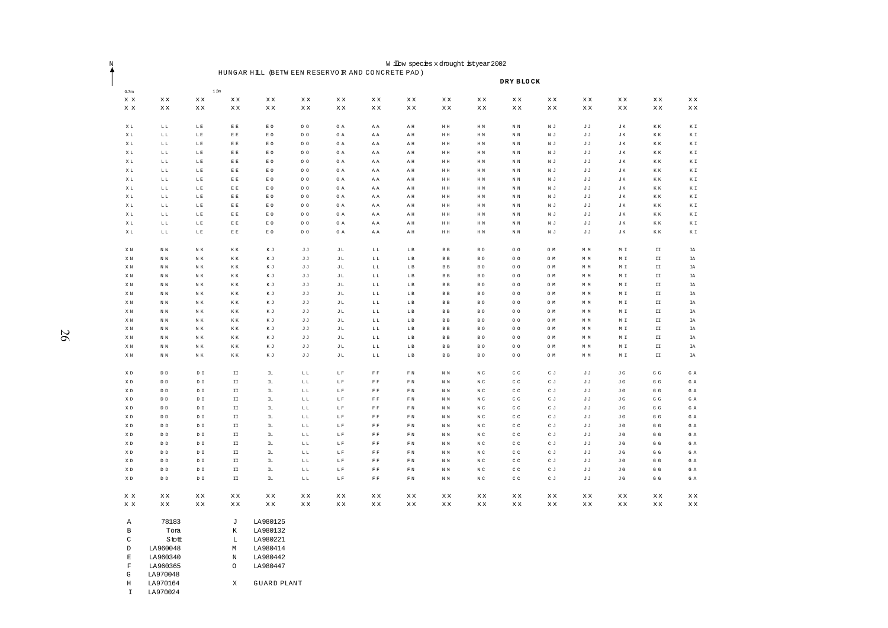N ↑

**HUNGAR HILL (BETWEEN RESERVOIR AND CONCRETE PAD)**

Willow species x drought trial year 2002

**DRY BLOCK**

| 0.7m | | | 1.3m | | | | | | | | | | | | | |
|---|---|---|---|---|---|---|---|---|---|---|---|---|---|---|---|---|
| X X | X X | X X | X X | X X | X X | X X | X X | X X | X X | X X | X X | X X | X X | X X | X X | X X |
| X X | X X | X X | X X | X X | X X | X X | X X | X X | X X | X X | X X | X X | X X | X X | X X | X X |
| | | | | | | | | | | | | | | | | |
| X L | L L | L E | E E | E O | O O | O A | A A | A H | H H | H N | N N | N J | J J | J K | K K | K I |
| X L | L L | L E | E E | E O | O O | O A | A A | A H | H H | H N | N N | N J | J J | J K | K K | K I |
| X L | L L | L E | E E | E O | O O | O A | A A | A H | H H | H N | N N | N J | J J | J K | K K | K I |
| X L | L L | L E | E E | E O | O O | O A | A A | A H | H H | H N | N N | N J | J J | J K | K K | K I |
| X L | L L | L E | E E | E O | O O | O A | A A | A H | H H | H N | N N | N J | J J | J K | K K | K I |
| X L | L L | L E | E E | E O | O O | O A | A A | A H | H H | H N | N N | N J | J J | J K | K K | K I |
| X L | L L | L E | E E | E O | O O | O A | A A | A H | H H | H N | N N | N J | J J | J K | K K | K I |
| X L | L L | L E | E E | E O | O O | O A | A A | A H | H H | H N | N N | N J | J J | J K | K K | K I |
| X L | L L | L E | E E | E O | O O | O A | A A | A H | H H | H N | N N | N J | J J | J K | K K | K I |
| X L | L L | L E | E E | E O | O O | O A | A A | A H | H H | H N | N N | N J | J J | J K | K K | K I |
| X L | L L | L E | E E | E O | O O | O A | A A | A H | H H | H N | N N | N J | J J | J K | K K | K I |
| X L | L L | L E | E E | E O | O O | O A | A A | A H | H H | H N | N N | N J | J J | J K | K K | K I |
| X L | L L | L E | E E | E O | O O | O A | A A | A H | H H | H N | N N | N J | J J | J K | K K | K I |
| | | | | | | | | | | | | | | | | |
| X N | N N | N K | K K | K J | J J | J L | L L | L B | B B | B O | O O | O M | M M | M I | I I | I A |
| X N | N N | N K | K K | K J | J J | J L | L L | L B | B B | B O | O O | O M | M M | M I | I I | I A |
| X N | N N | N K | K K | K J | J J | J L | L L | L B | B B | B O | O O | O M | M M | M I | I I | I A |
| X N | N N | N K | K K | K J | J J | J L | L L | L B | B B | B O | O O | O M | M M | M I | I I | I A |
| X N | N N | N K | K K | K J | J J | J L | L L | L B | B B | B O | O O | O M | M M | M I | I I | I A |
| X N | N N | N K | K K | K J | J J | J L | L L | L B | B B | B O | O O | O M | M M | M I | I I | I A |
| X N | N N | N K | K K | K J | J J | J L | L L | L B | B B | B O | O O | O M | M M | M I | I I | I A |
| X N | N N | N K | K K | K J | J J | J L | L L | L B | B B | B O | O O | O M | M M | M I | I I | I A |
| X N | N N | N K | K K | K J | J J | J L | L L | L B | B B | B O | O O | O M | M M | M I | I I | I A |
| X N | N N | N K | K K | K J | J J | J L | L L | L B | B B | B O | O O | O M | M M | M I | I I | I A |
| X N | N N | N K | K K | K J | J J | J L | L L | L B | B B | B O | O O | O M | M M | M I | I I | I A |
| X N | N N | N K | K K | K J | J J | J L | L L | L B | B B | B O | O O | O M | M M | M I | I I | I A |
| X N | N N | N K | K K | K J | J J | J L | L L | L B | B B | B O | O O | O M | M M | M I | I I | I A |
| | | | | | | | | | | | | | | | | |
| X D | D D | D I | I I | I L | L L | L F | F F | F N | N N | N C | C C | C J | J J | J G | G G | G A |
| X D | D D | D I | I I | I L | L L | L F | F F | F N | N N | N C | C C | C J | J J | J G | G G | G A |
| X D | D D | D I | I I | I L | L L | L F | F F | F N | N N | N C | C C | C J | J J | J G | G G | G A |
| X D | D D | D I | I I | I L | L L | L F | F F | F N | N N | N C | C C | C J | J J | J G | G G | G A |
| X D | D D | D I | I I | I L | L L | L F | F F | F N | N N | N C | C C | C J | J J | J G | G G | G A |
| X D | D D | D I | I I | I L | L L | L F | F F | F N | N N | N C | C C | C J | J J | J G | G G | G A |
| X D | D D | D I | I I | I L | L L | L F | F F | F N | N N | N C | C C | C J | J J | J G | G G | G A |
| X D | D D | D I | I I | I L | L L | L F | F F | F N | N N | N C | C C | C J | J J | J G | G G | G A |
| X D | D D | D I | I I | I L | L L | L F | F F | F N | N N | N C | C C | C J | J J | J G | G G | G A |
| X D | D D | D I | I I | I L | L L | L F | F F | F N | N N | N C | C C | C J | J J | J G | G G | G A |
| X D | D D | D I | I I | I L | L L | L F | F F | F N | N N | N C | C C | C J | J J | J G | G G | G A |
| X D | D D | D I | I I | I L | L L | L F | F F | F N | N N | N C | C C | C J | J J | J G | G G | G A |
| X D | D D | D I | I I | I L | L L | L F | F F | F N | N N | N C | C C | C J | J J | J G | G G | G A |
| | | | | | | | | | | | | | | | | |
| X X | X X | X X | X X | X X | X X | X X | X X | X X | X X | X X | X X | X X | X X | X X | X X | X X |
| X X | X X | X X | X X | X X | X X | X X | X X | X X | X X | X X | X X | X X | X X | X X | X X | X X |

| | | | |
|---|---|---|---|
| A | 78183 | J | LA980125 |
| B | Tora | K | LA980132 |
| C | Stott | L | LA980221 |
| D | LA960048 | M | LA980414 |
| E | LA960340 | N | LA980442 |
| F | LA960365 | O | LA980447 |
| G | LA970048 | | |
| H | LA970164 | X | GUARD PLANT |
| I | LA970024 | | |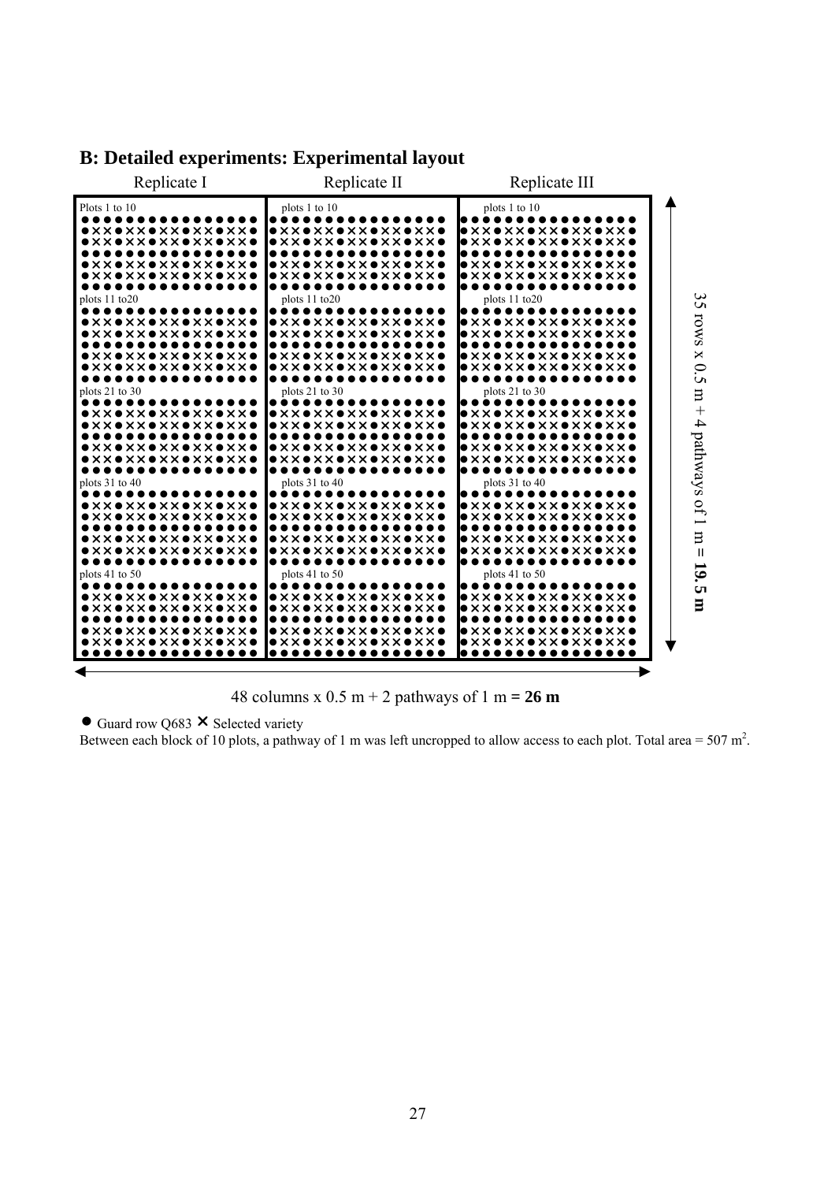## B: Detailed experiments: Experimental layout

Replicate I

Replicate II

Replicate III

Plots 1 to 10

plots 11 to20

plots 21 to 30

plots 31 to 40

plots 41 to 50

35 rows x 0.5 m + 4 pathways of 1 m = **19.5 m**

48 columns x 0.5 m + 2 pathways of 1 m **= 26 m**

● Guard row Q683 ✕ Selected variety

Between each block of 10 plots, a pathway of 1 m was left uncropped to allow access to each plot. Total area = 507 $m^2$.